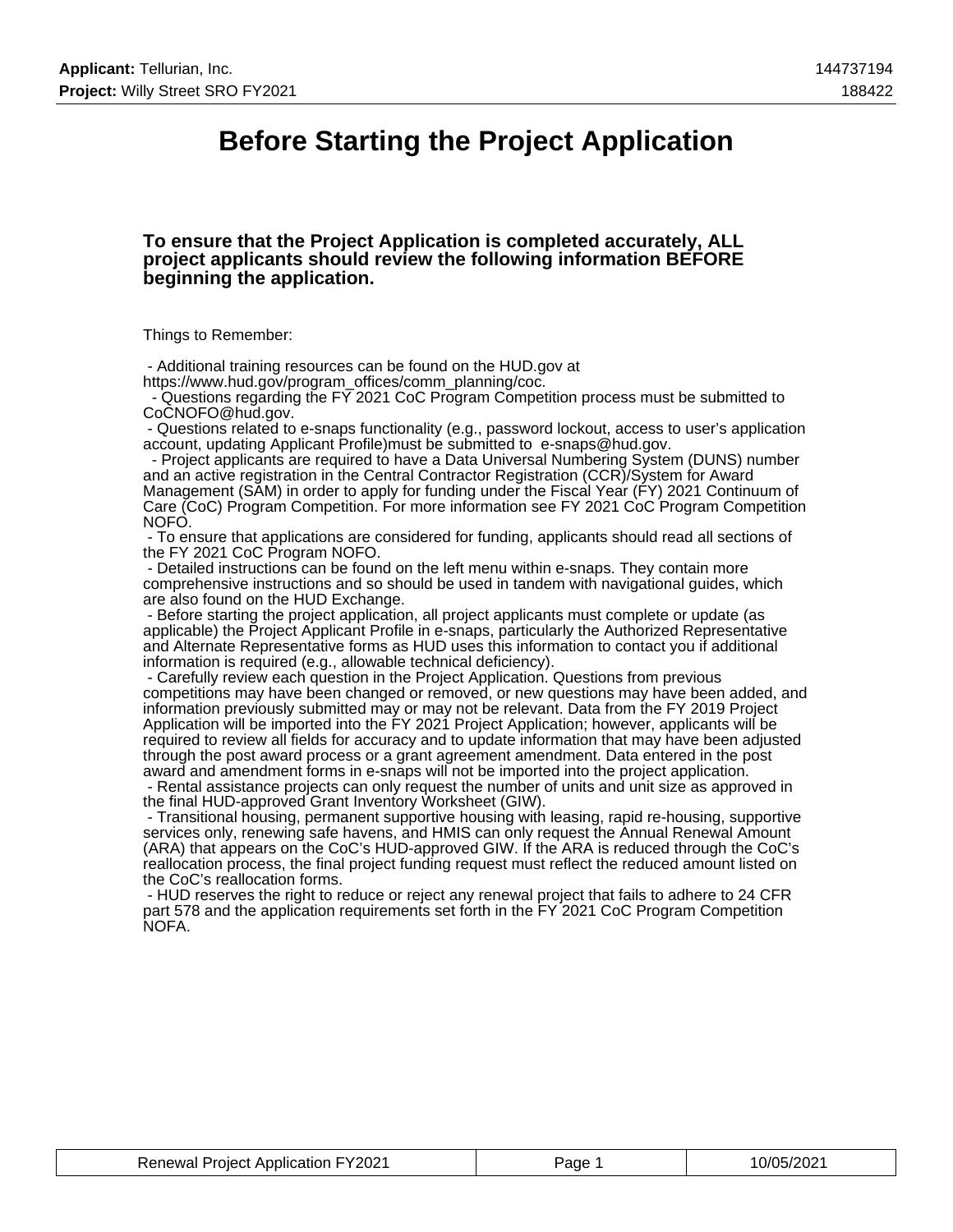# Before Starting the Project Application

**To ensure that the Project Application is completed accurately, ALL project applicants should review the following information BEFORE beginning the application.**

Things to Remember:

- Additional training resources can be found on the HUD.gov at https://www.hud.gov/program_offices/comm_planning/coc.
- Questions regarding the FY 2021 CoC Program Competition process must be submitted to CoCNOFO@hud.gov.
- Questions related to e-snaps functionality (e.g., password lockout, access to user's application account, updating Applicant Profile)must be submitted to e-snaps@hud.gov.
- Project applicants are required to have a Data Universal Numbering System (DUNS) number and an active registration in the Central Contractor Registration (CCR)/System for Award Management (SAM) in order to apply for funding under the Fiscal Year (FY) 2021 Continuum of Care (CoC) Program Competition. For more information see FY 2021 CoC Program Competition NOFO.
- To ensure that applications are considered for funding, applicants should read all sections of the FY 2021 CoC Program NOFO.
- Detailed instructions can be found on the left menu within e-snaps. They contain more comprehensive instructions and so should be used in tandem with navigational guides, which are also found on the HUD Exchange.
- Before starting the project application, all project applicants must complete or update (as applicable) the Project Applicant Profile in e-snaps, particularly the Authorized Representative and Alternate Representative forms as HUD uses this information to contact you if additional information is required (e.g., allowable technical deficiency).
- Carefully review each question in the Project Application. Questions from previous competitions may have been changed or removed, or new questions may have been added, and information previously submitted may or may not be relevant. Data from the FY 2019 Project Application will be imported into the FY 2021 Project Application; however, applicants will be required to review all fields for accuracy and to update information that may have been adjusted through the post award process or a grant agreement amendment. Data entered in the post award and amendment forms in e-snaps will not be imported into the project application.
- Rental assistance projects can only request the number of units and unit size as approved in the final HUD-approved Grant Inventory Worksheet (GIW).
- Transitional housing, permanent supportive housing with leasing, rapid re-housing, supportive services only, renewing safe havens, and HMIS can only request the Annual Renewal Amount (ARA) that appears on the CoC's HUD-approved GIW. If the ARA is reduced through the CoC's reallocation process, the final project funding request must reflect the reduced amount listed on the CoC's reallocation forms.
- HUD reserves the right to reduce or reject any renewal project that fails to adhere to 24 CFR part 578 and the application requirements set forth in the FY 2021 CoC Program Competition NOFA.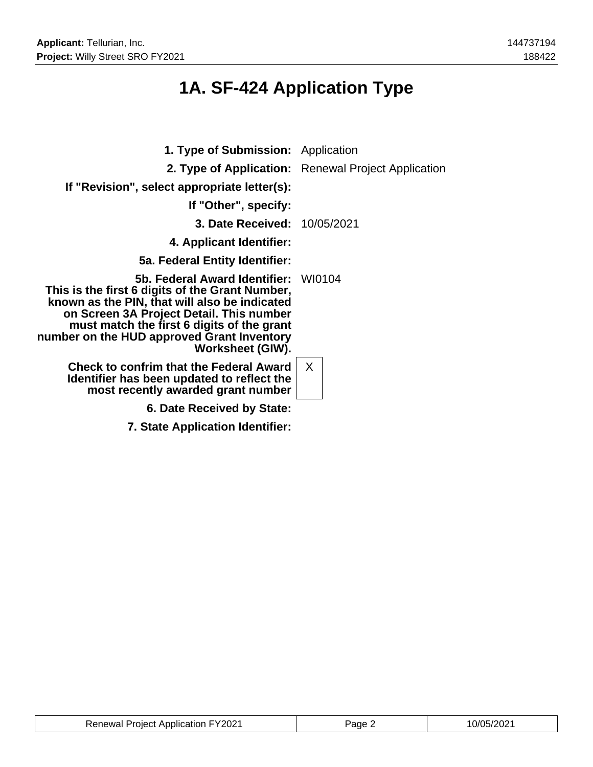# 1A. SF-424 Application Type

| | |
|---|---|
| **1. Type of Submission:** | Application |
| **2. Type of Application:** | Renewal Project Application |
| **If "Revision", select appropriate letter(s):** | |
| **If "Other", specify:** | |
| **3. Date Received:** | 10/05/2021 |
| **4. Applicant Identifier:** | |
| **5a. Federal Entity Identifier:** | |
| **5b. Federal Award Identifier: This is the first 6 digits of the Grant Number, known as the PIN, that will also be indicated on Screen 3A Project Detail. This number must match the first 6 digits of the grant number on the HUD approved Grant Inventory Worksheet (GIW).** | WI0104 |
| **Check to confrim that the Federal Award Identifier has been updated to reflect the most recently awarded grant number** | X |
| **6. Date Received by State:** | |
| **7. State Application Identifier:** | |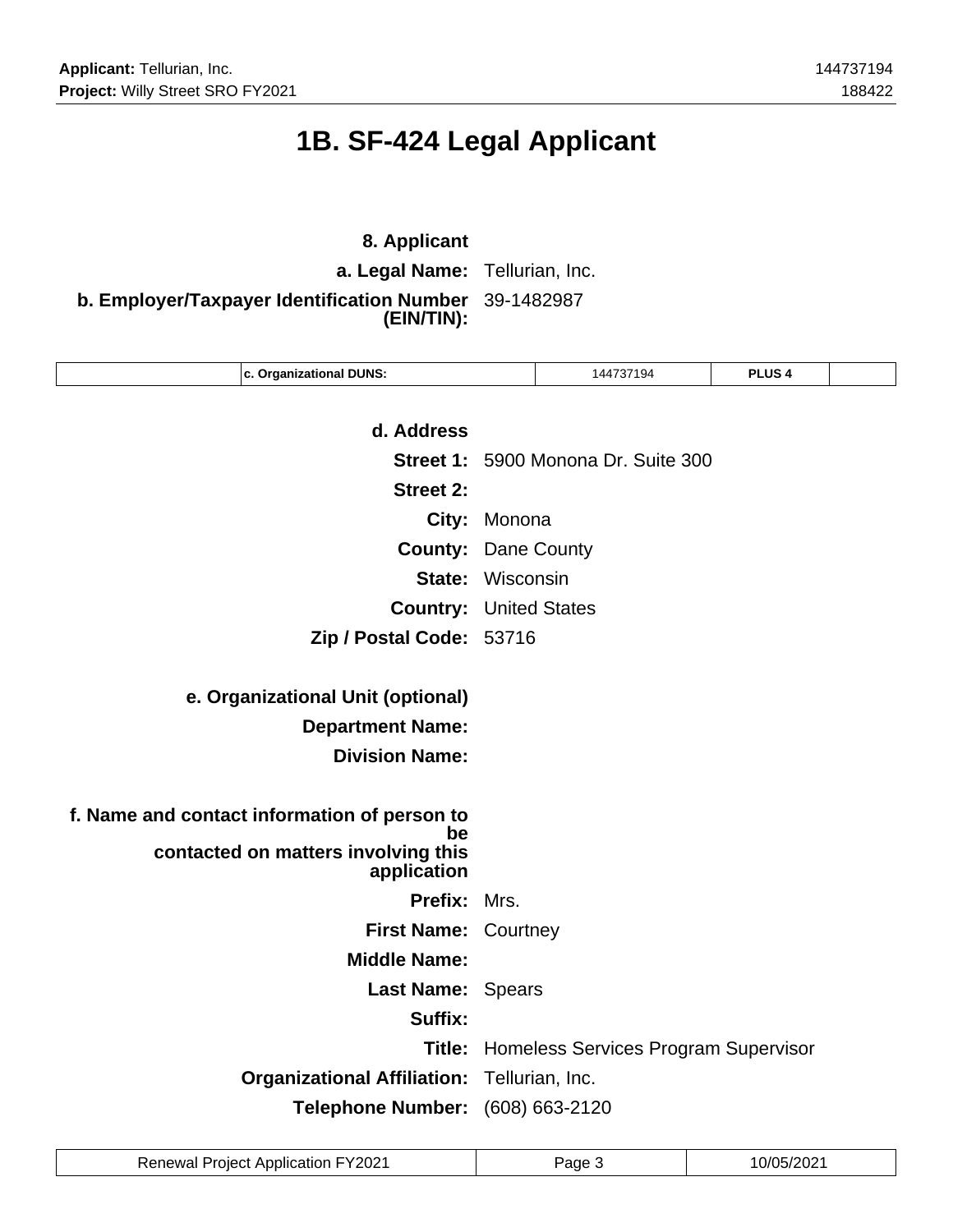# 1B. SF-424 Legal Applicant

**8. Applicant**

**a. Legal Name:** Tellurian, Inc.

**b. Employer/Taxpayer Identification Number (EIN/TIN):** 39-1482987

| c. Organizational DUNS: | 144737194 | PLUS 4 | |
|---|---|---|---|

**d. Address**

**Street 1:** 5900 Monona Dr. Suite 300

**Street 2:**

**City:** Monona

**County:** Dane County

**State:** Wisconsin

**Country:** United States

**Zip / Postal Code:** 53716

**e. Organizational Unit (optional)**

**Department Name:**

**Division Name:**

**f. Name and contact information of person to be contacted on matters involving this application**

**Prefix:** Mrs.

**First Name:** Courtney

**Middle Name:**

**Last Name:** Spears

**Suffix:**

**Title:** Homeless Services Program Supervisor

**Organizational Affiliation:** Tellurian, Inc.

**Telephone Number:** (608) 663-2120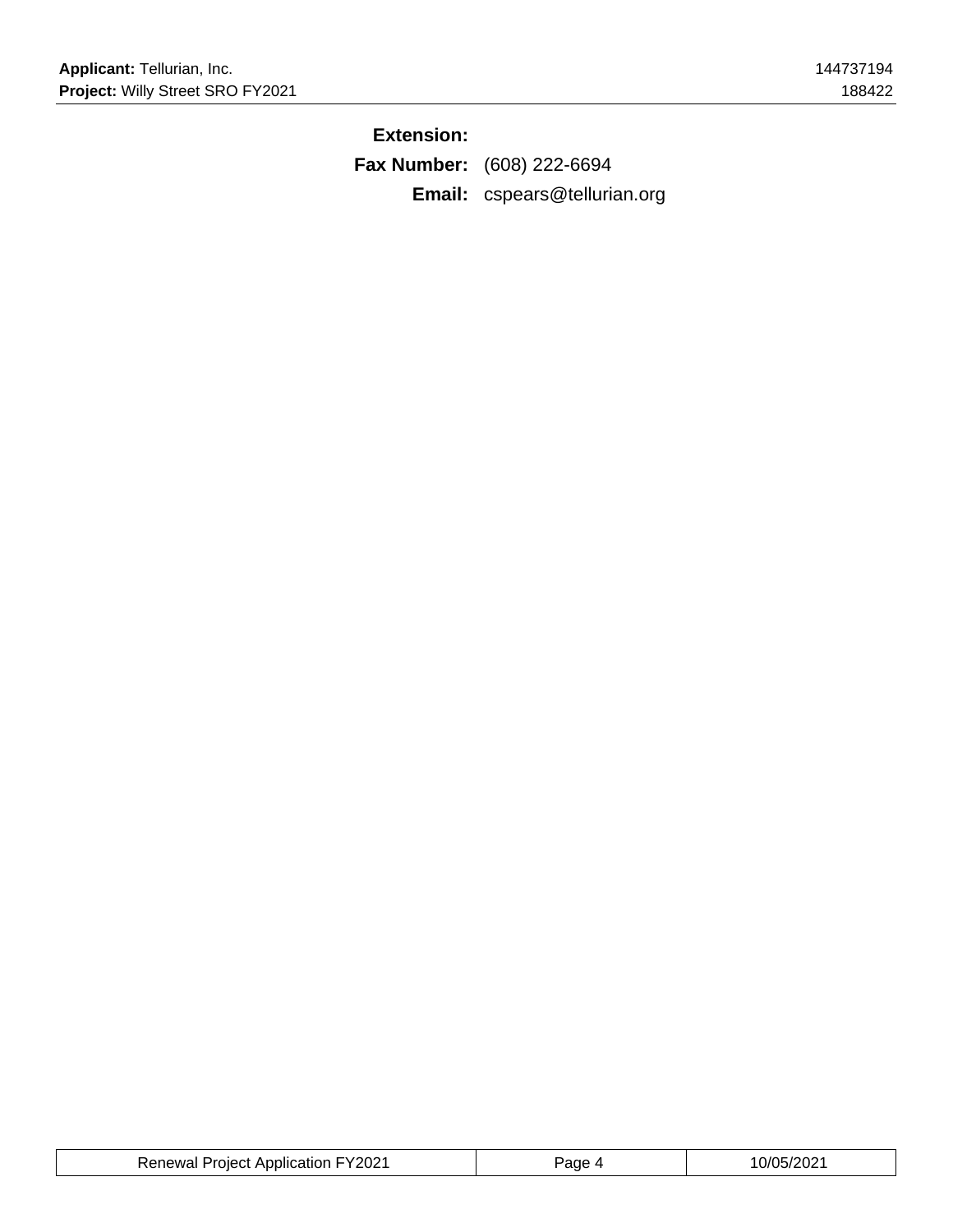**Extension:**

**Fax Number:** (608) 222-6694

**Email:** cspears@tellurian.org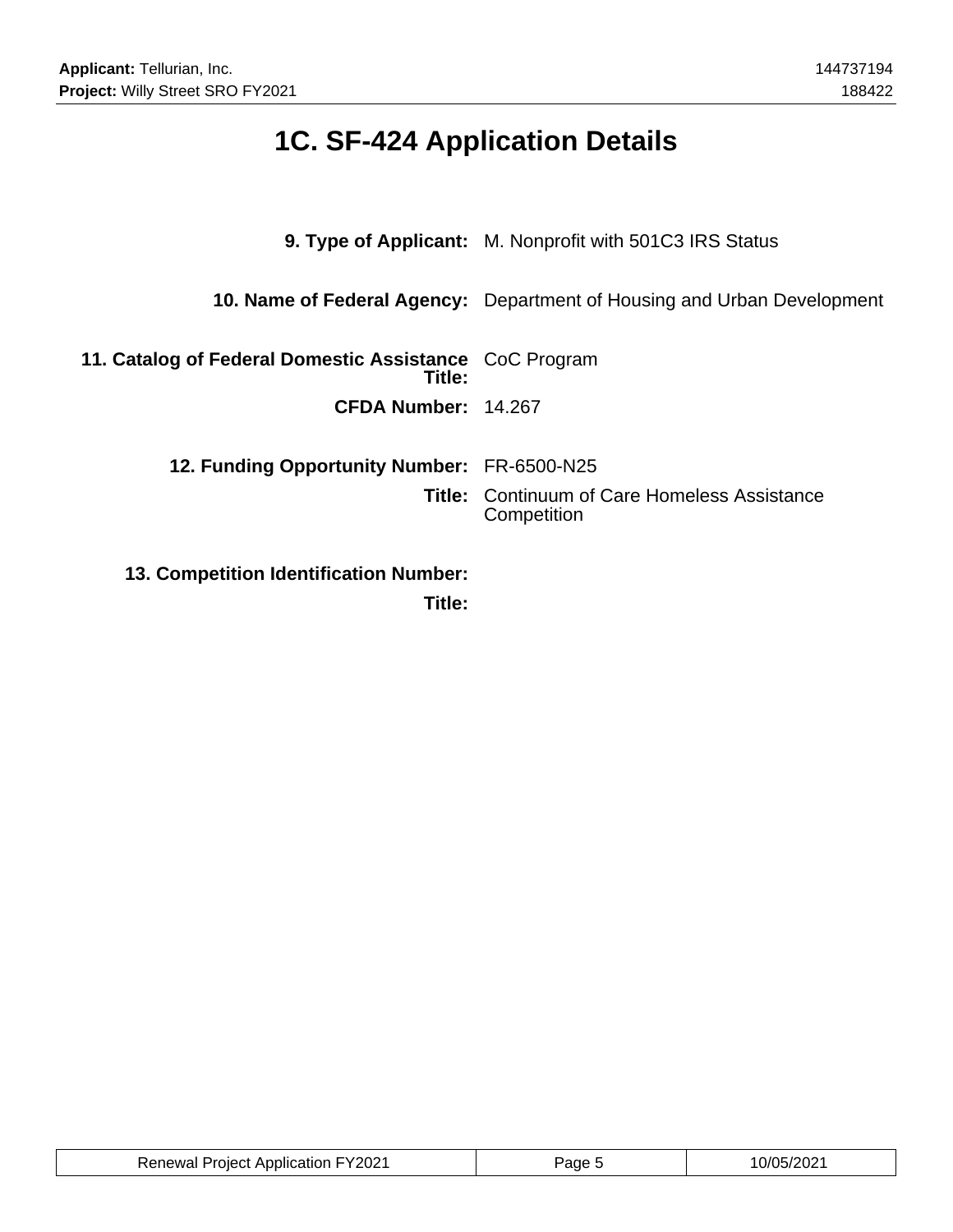# 1C. SF-424 Application Details

**9. Type of Applicant:** M. Nonprofit with 501C3 IRS Status

**10. Name of Federal Agency:** Department of Housing and Urban Development

**11. Catalog of Federal Domestic Assistance Title:** CoC Program

**CFDA Number:** 14.267

**12. Funding Opportunity Number:** FR-6500-N25

**Title:** Continuum of Care Homeless Assistance Competition

**13. Competition Identification Number:**

**Title:**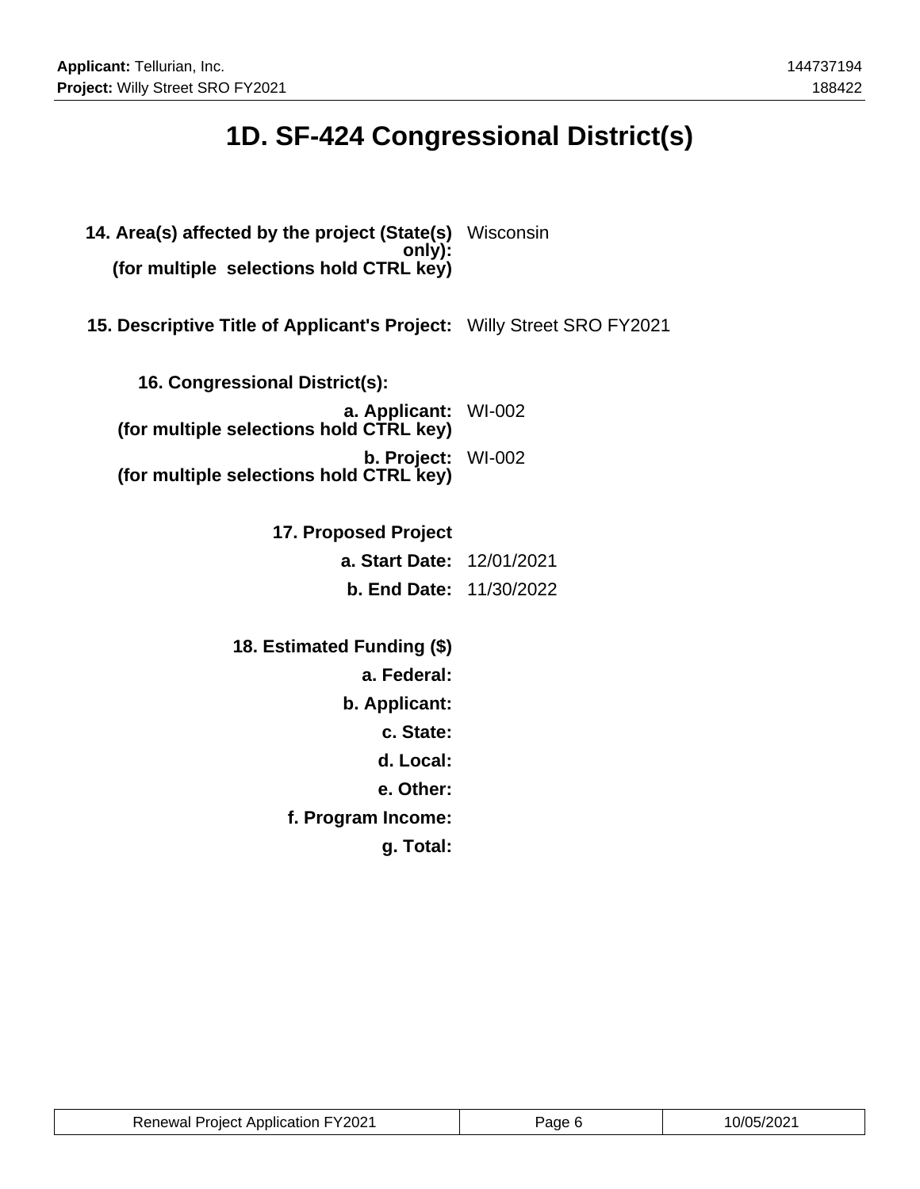# 1D. SF-424 Congressional District(s)

**14. Area(s) affected by the project (State(s) only):**
**(for multiple selections hold CTRL key)** Wisconsin

**15. Descriptive Title of Applicant's Project:** Willy Street SRO FY2021

**16. Congressional District(s):**

**a. Applicant:** WI-002
**(for multiple selections hold CTRL key)**

**b. Project:** WI-002
**(for multiple selections hold CTRL key)**

**17. Proposed Project**

**a. Start Date:** 12/01/2021

**b. End Date:** 11/30/2022

**18. Estimated Funding ($)**

**a. Federal:**

**b. Applicant:**

**c. State:**

**d. Local:**

**e. Other:**

**f. Program Income:**

**g. Total:**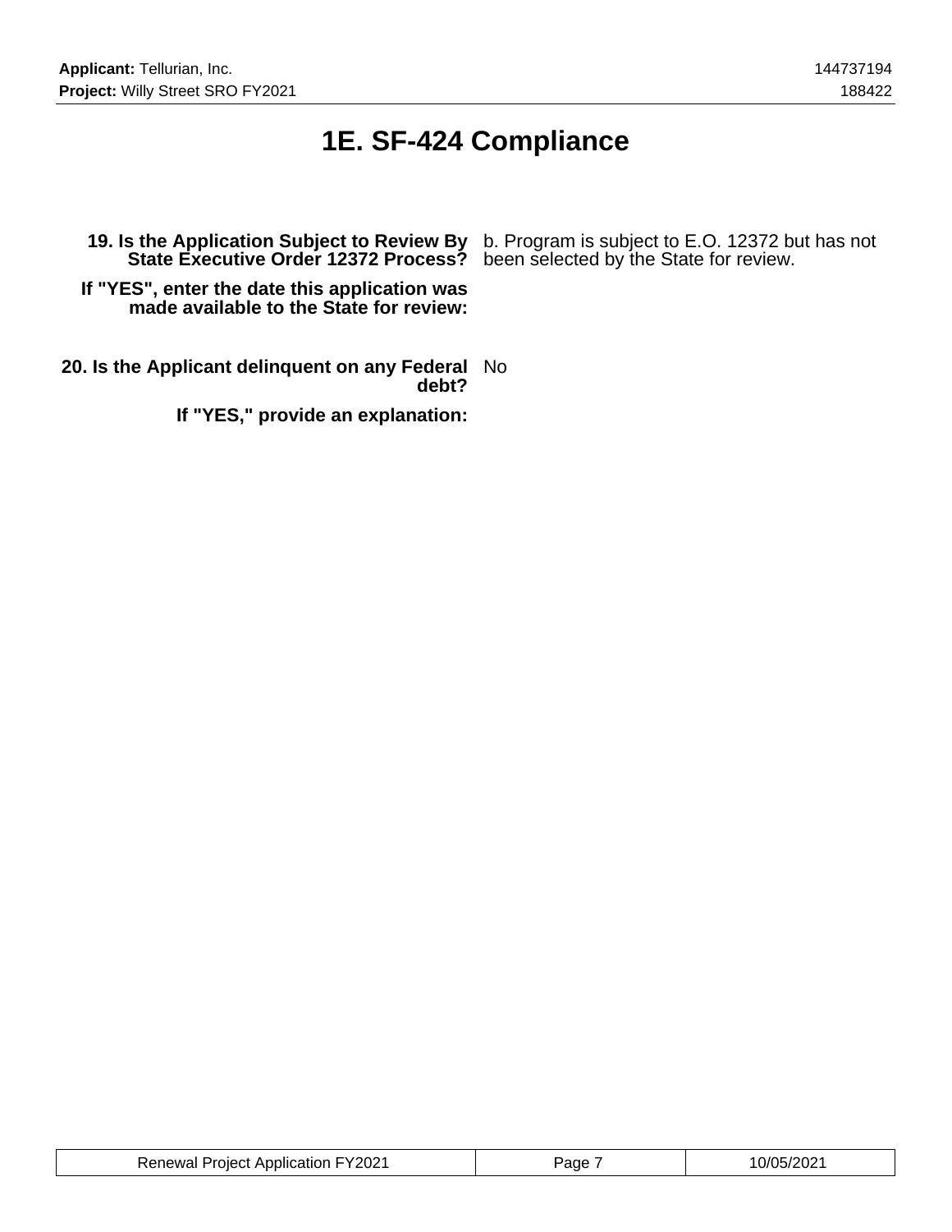# 1E. SF-424 Compliance

**19. Is the Application Subject to Review By State Executive Order 12372 Process?** b. Program is subject to E.O. 12372 but has not been selected by the State for review.

**If "YES", enter the date this application was made available to the State for review:**

**20. Is the Applicant delinquent on any Federal debt?** No

**If "YES," provide an explanation:**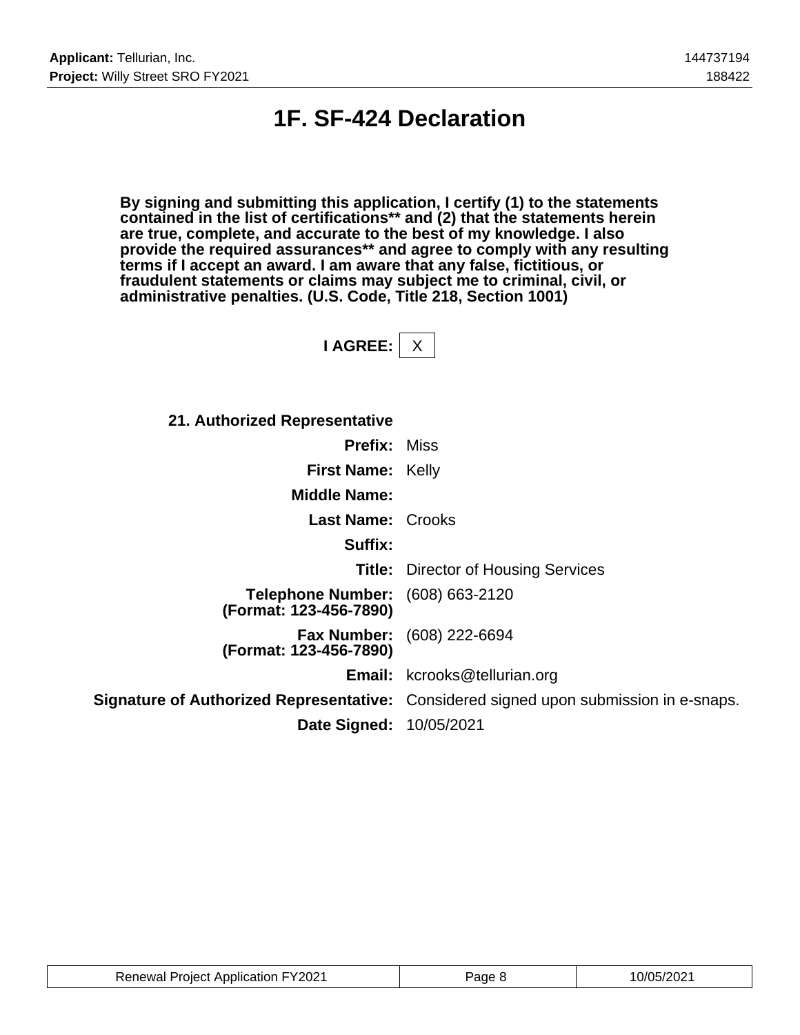# 1F. SF-424 Declaration

**By signing and submitting this application, I certify (1) to the statements contained in the list of certifications** and (2) that the statements herein are true, complete, and accurate to the best of my knowledge. I also provide the required assurances** and agree to comply with any resulting terms if I accept an award. I am aware that any false, fictitious, or fraudulent statements or claims may subject me to criminal, civil, or administrative penalties. (U.S. Code, Title 218, Section 1001)**

**I AGREE:** X

**21. Authorized Representative**

| | |
|---|---|
| **Prefix:** | Miss |
| **First Name:** | Kelly |
| **Middle Name:** | |
| **Last Name:** | Crooks |
| **Suffix:** | |
| **Title:** | Director of Housing Services |
| **Telephone Number: (Format: 123-456-7890)** | (608) 663-2120 |
| **Fax Number: (Format: 123-456-7890)** | (608) 222-6694 |
| **Email:** | kcrooks@tellurian.org |
| **Signature of Authorized Representative:** | Considered signed upon submission in e-snaps. |
| **Date Signed:** | 10/05/2021 |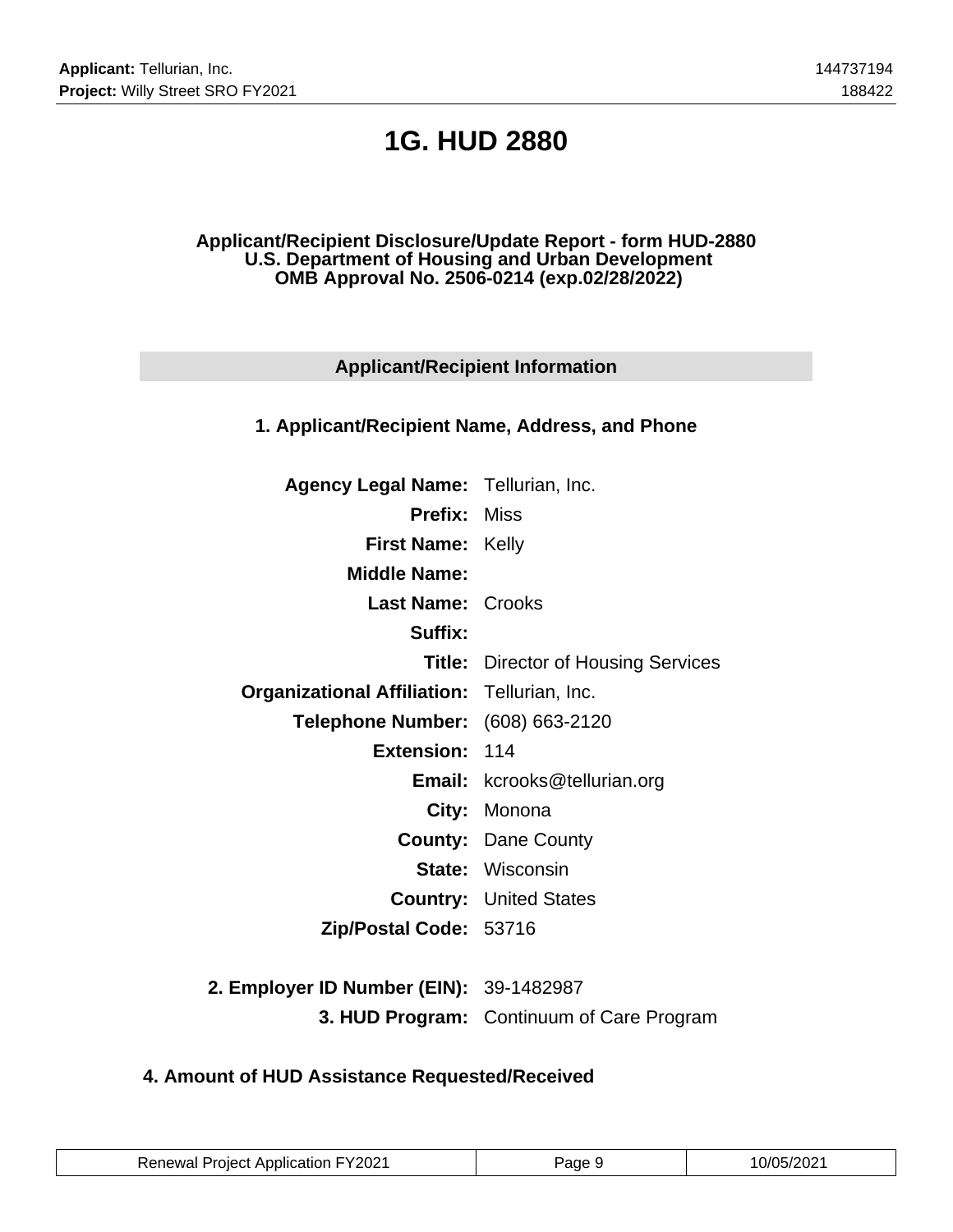# 1G. HUD 2880

**Applicant/Recipient Disclosure/Update Report - form HUD-2880**
**U.S. Department of Housing and Urban Development**
**OMB Approval No. 2506-0214 (exp.02/28/2022)**

## Applicant/Recipient Information

### 1. Applicant/Recipient Name, Address, and Phone

**Agency Legal Name:** Tellurian, Inc.
**Prefix:** Miss
**First Name:** Kelly
**Middle Name:**
**Last Name:** Crooks
**Suffix:**
**Title:** Director of Housing Services
**Organizational Affiliation:** Tellurian, Inc.
**Telephone Number:** (608) 663-2120
**Extension:** 114
**Email:** kcrooks@tellurian.org
**City:** Monona
**County:** Dane County
**State:** Wisconsin
**Country:** United States
**Zip/Postal Code:** 53716

**2. Employer ID Number (EIN):** 39-1482987
**3. HUD Program:** Continuum of Care Program

### 4. Amount of HUD Assistance Requested/Received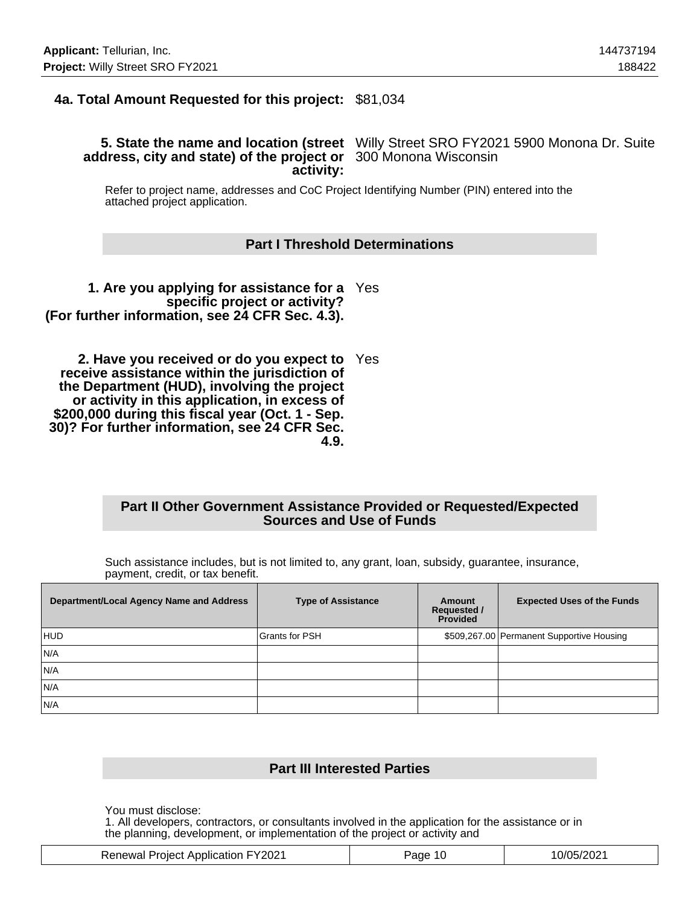**4a. Total Amount Requested for this project:** $81,034

**5. State the name and location (street address, city and state) of the project or activity:** Willy Street SRO FY2021 5900 Monona Dr. Suite 300 Monona Wisconsin

Refer to project name, addresses and CoC Project Identifying Number (PIN) entered into the attached project application.

## Part I Threshold Determinations

**1. Are you applying for assistance for a specific project or activity? (For further information, see 24 CFR Sec. 4.3).** Yes

**2. Have you received or do you expect to receive assistance within the jurisdiction of the Department (HUD), involving the project or activity in this application, in excess of $200,000 during this fiscal year (Oct. 1 - Sep. 30)? For further information, see 24 CFR Sec. 4.9.** Yes

## Part II Other Government Assistance Provided or Requested/Expected Sources and Use of Funds

Such assistance includes, but is not limited to, any grant, loan, subsidy, guarantee, insurance, payment, credit, or tax benefit.

| Department/Local Agency Name and Address | Type of Assistance | Amount Requested / Provided | Expected Uses of the Funds |
|---|---|---|---|
| HUD | Grants for PSH | $509,267.00 | Permanent Supportive Housing |
| N/A | | | |
| N/A | | | |
| N/A | | | |
| N/A | | | |

## Part III Interested Parties

You must disclose:
1. All developers, contractors, or consultants involved in the application for the assistance or in the planning, development, or implementation of the project or activity and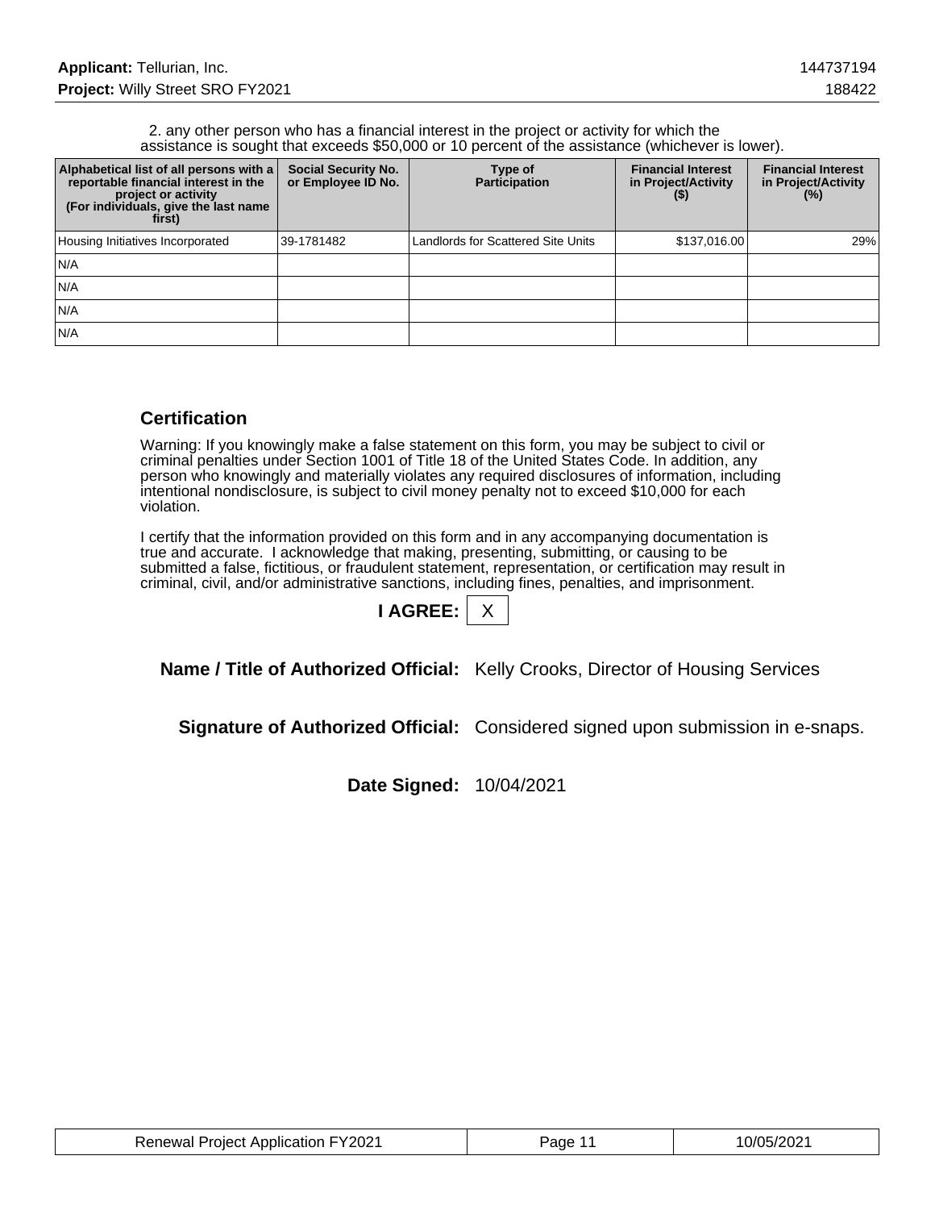2. any other person who has a financial interest in the project or activity for which the assistance is sought that exceeds $50,000 or 10 percent of the assistance (whichever is lower).

| Alphabetical list of all persons with a reportable financial interest in the project or activity (For individuals, give the last name first) | Social Security No. or Employee ID No. | Type of Participation | Financial Interest in Project/Activity ($) | Financial Interest in Project/Activity (%) |
|---|---|---|---|---|
| Housing Initiatives Incorporated | 39-1781482 | Landlords for Scattered Site Units | $137,016.00 | 29% |
| N/A | | | | |
| N/A | | | | |
| N/A | | | | |
| N/A | | | | |

## Certification

Warning: If you knowingly make a false statement on this form, you may be subject to civil or criminal penalties under Section 1001 of Title 18 of the United States Code. In addition, any person who knowingly and materially violates any required disclosures of information, including intentional nondisclosure, is subject to civil money penalty not to exceed $10,000 for each violation.

I certify that the information provided on this form and in any accompanying documentation is true and accurate. I acknowledge that making, presenting, submitting, or causing to be submitted a false, fictitious, or fraudulent statement, representation, or certification may result in criminal, civil, and/or administrative sanctions, including fines, penalties, and imprisonment.

**I AGREE:** X

**Name / Title of Authorized Official:** Kelly Crooks, Director of Housing Services

**Signature of Authorized Official:** Considered signed upon submission in e-snaps.

**Date Signed:** 10/04/2021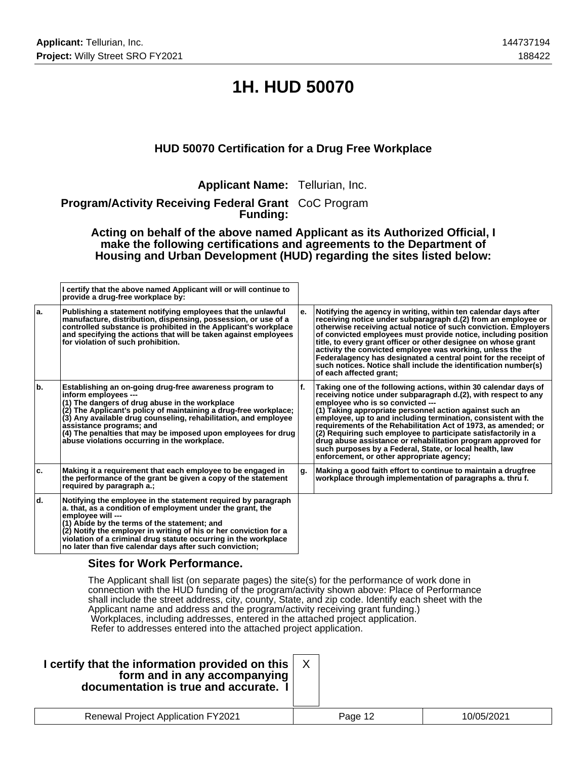# 1H. HUD 50070

## HUD 50070 Certification for a Drug Free Workplace

**Applicant Name:** Tellurian, Inc.

**Program/Activity Receiving Federal Grant Funding:** CoC Program

**Acting on behalf of the above named Applicant as its Authorized Official, I make the following certifications and agreements to the Department of Housing and Urban Development (HUD) regarding the sites listed below:**

| | I certify that the above named Applicant will or will continue to provide a drug-free workplace by: | | |
|---|---|---|---|
| a. | Publishing a statement notifying employees that the unlawful manufacture, distribution, dispensing, possession, or use of a controlled substance is prohibited in the Applicant's workplace and specifying the actions that will be taken against employees for violation of such prohibition. | e. | Notifying the agency in writing, within ten calendar days after receiving notice under subparagraph d.(2) from an employee or otherwise receiving actual notice of such conviction. Employers of convicted employees must provide notice, including position title, to every grant officer or other designee on whose grant activity the convicted employee was working, unless the Federalagency has designated a central point for the receipt of such notices. Notice shall include the identification number(s) of each affected grant; |
| b. | Establishing an on-going drug-free awareness program to inform employees --- (1) The dangers of drug abuse in the workplace (2) The Applicant's policy of maintaining a drug-free workplace; (3) Any available drug counseling, rehabilitation, and employee assistance programs; and (4) The penalties that may be imposed upon employees for drug abuse violations occurring in the workplace. | f. | Taking one of the following actions, within 30 calendar days of receiving notice under subparagraph d.(2), with respect to any employee who is so convicted --- (1) Taking appropriate personnel action against such an employee, up to and including termination, consistent with the requirements of the Rehabilitation Act of 1973, as amended; or (2) Requiring such employee to participate satisfactorily in a drug abuse assistance or rehabilitation program approved for such purposes by a Federal, State, or local health, law enforcement, or other appropriate agency; |
| c. | Making it a requirement that each employee to be engaged in the performance of the grant be given a copy of the statement required by paragraph a.; | g. | Making a good faith effort to continue to maintain a drugfree workplace through implementation of paragraphs a. thru f. |
| d. | Notifying the employee in the statement required by paragraph a. that, as a condition of employment under the grant, the employee will --- (1) Abide by the terms of the statement; and (2) Notify the employer in writing of his or her conviction for a violation of a criminal drug statute occurring in the workplace no later than five calendar days after such conviction; | | |

### Sites for Work Performance.

The Applicant shall list (on separate pages) the site(s) for the performance of work done in connection with the HUD funding of the program/activity shown above: Place of Performance shall include the street address, city, county, State, and zip code. Identify each sheet with the Applicant name and address and the program/activity receiving grant funding.)
Workplaces, including addresses, entered in the attached project application.
Refer to addresses entered into the attached project application.

**I certify that the information provided on this form and in any accompanying documentation is true and accurate. I** X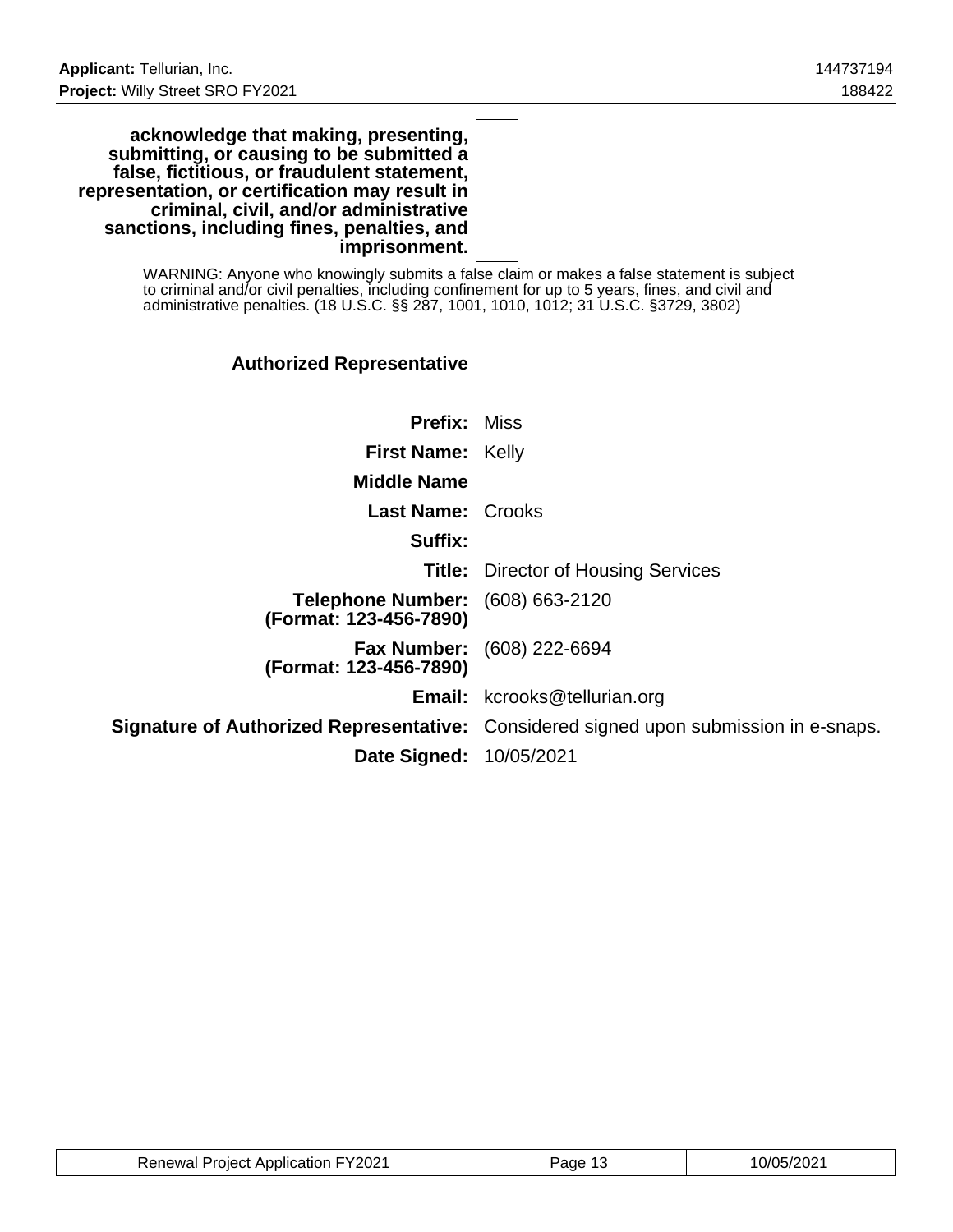| | |
|---|---|
| **acknowledge that making, presenting, submitting, or causing to be submitted a false, fictitious, or fraudulent statement, representation, or certification may result in criminal, civil, and/or administrative sanctions, including fines, penalties, and imprisonment.** | |

WARNING: Anyone who knowingly submits a false claim or makes a false statement is subject to criminal and/or civil penalties, including confinement for up to 5 years, fines, and civil and administrative penalties. (18 U.S.C. §§ 287, 1001, 1010, 1012; 31 U.S.C. §3729, 3802)

### Authorized Representative

| | |
|---|---|
| **Prefix:** | Miss |
| **First Name:** | Kelly |
| **Middle Name** | |
| **Last Name:** | Crooks |
| **Suffix:** | |
| **Title:** | Director of Housing Services |
| **Telephone Number: (Format: 123-456-7890)** | (608) 663-2120 |
| **Fax Number: (Format: 123-456-7890)** | (608) 222-6694 |
| **Email:** | kcrooks@tellurian.org |
| **Signature of Authorized Representative:** | Considered signed upon submission in e-snaps. |
| **Date Signed:** | 10/05/2021 |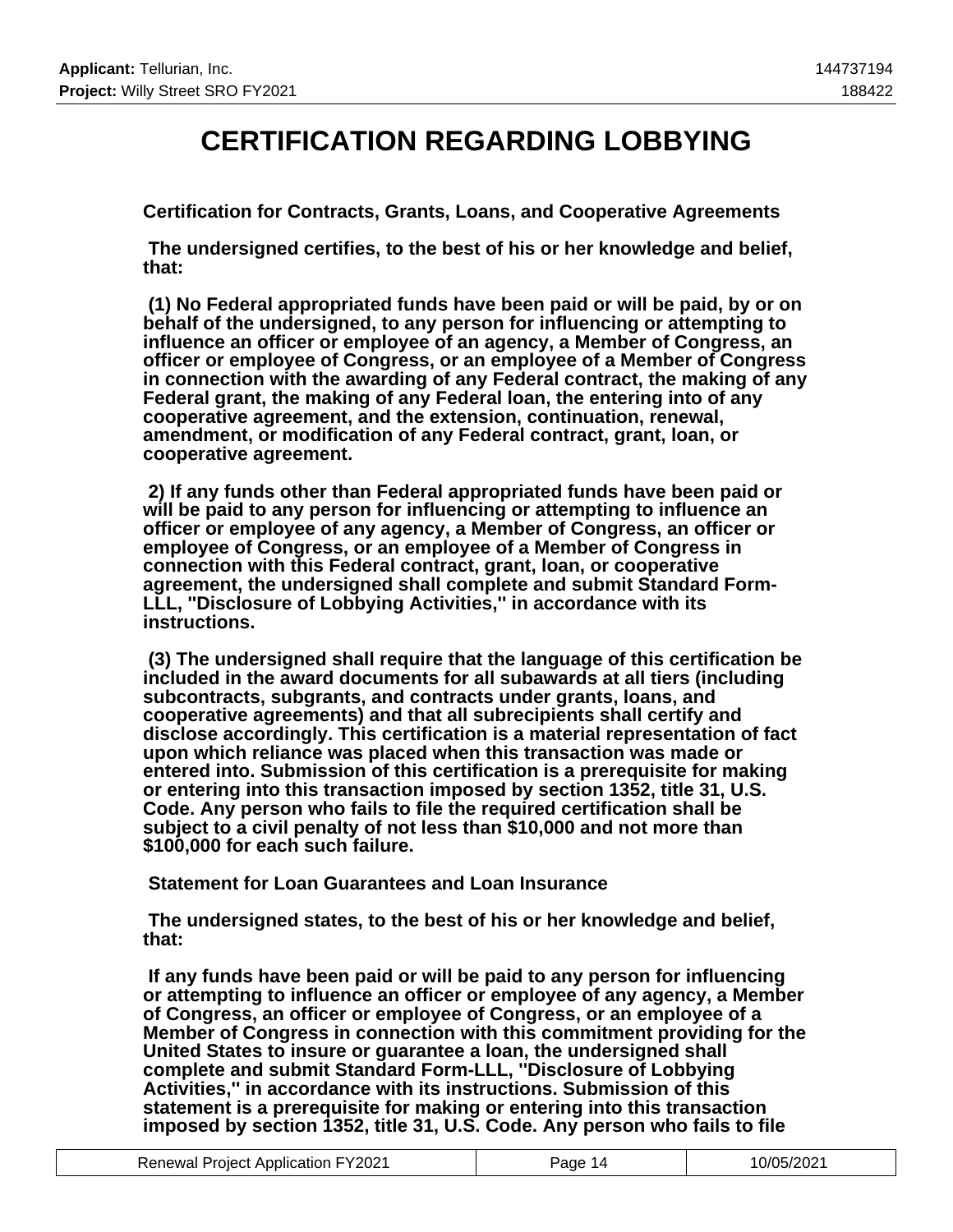// Header omitted; body text: 
# CERTIFICATION REGARDING LOBBYING

**Certification for Contracts, Grants, Loans, and Cooperative Agreements**

**The undersigned certifies, to the best of his or her knowledge and belief, that:**

**(1) No Federal appropriated funds have been paid or will be paid, by or on behalf of the undersigned, to any person for influencing or attempting to influence an officer or employee of an agency, a Member of Congress, an officer or employee of Congress, or an employee of a Member of Congress in connection with the awarding of any Federal contract, the making of any Federal grant, the making of any Federal loan, the entering into of any cooperative agreement, and the extension, continuation, renewal, amendment, or modification of any Federal contract, grant, loan, or cooperative agreement.**

**2) If any funds other than Federal appropriated funds have been paid or will be paid to any person for influencing or attempting to influence an officer or employee of any agency, a Member of Congress, an officer or employee of Congress, or an employee of a Member of Congress in connection with this Federal contract, grant, loan, or cooperative agreement, the undersigned shall complete and submit Standard Form-LLL, "Disclosure of Lobbying Activities," in accordance with its instructions.**

**(3) The undersigned shall require that the language of this certification be included in the award documents for all subawards at all tiers (including subcontracts, subgrants, and contracts under grants, loans, and cooperative agreements) and that all subrecipients shall certify and disclose accordingly. This certification is a material representation of fact upon which reliance was placed when this transaction was made or entered into. Submission of this certification is a prerequisite for making or entering into this transaction imposed by section 1352, title 31, U.S. Code. Any person who fails to file the required certification shall be subject to a civil penalty of not less than $10,000 and not more than $100,000 for each such failure.**

**Statement for Loan Guarantees and Loan Insurance**

**The undersigned states, to the best of his or her knowledge and belief, that:**

**If any funds have been paid or will be paid to any person for influencing or attempting to influence an officer or employee of any agency, a Member of Congress, an officer or employee of Congress, or an employee of a Member of Congress in connection with this commitment providing for the United States to insure or guarantee a loan, the undersigned shall complete and submit Standard Form-LLL, "Disclosure of Lobbying Activities," in accordance with its instructions. Submission of this statement is a prerequisite for making or entering into this transaction imposed by section 1352, title 31, U.S. Code. Any person who fails to file**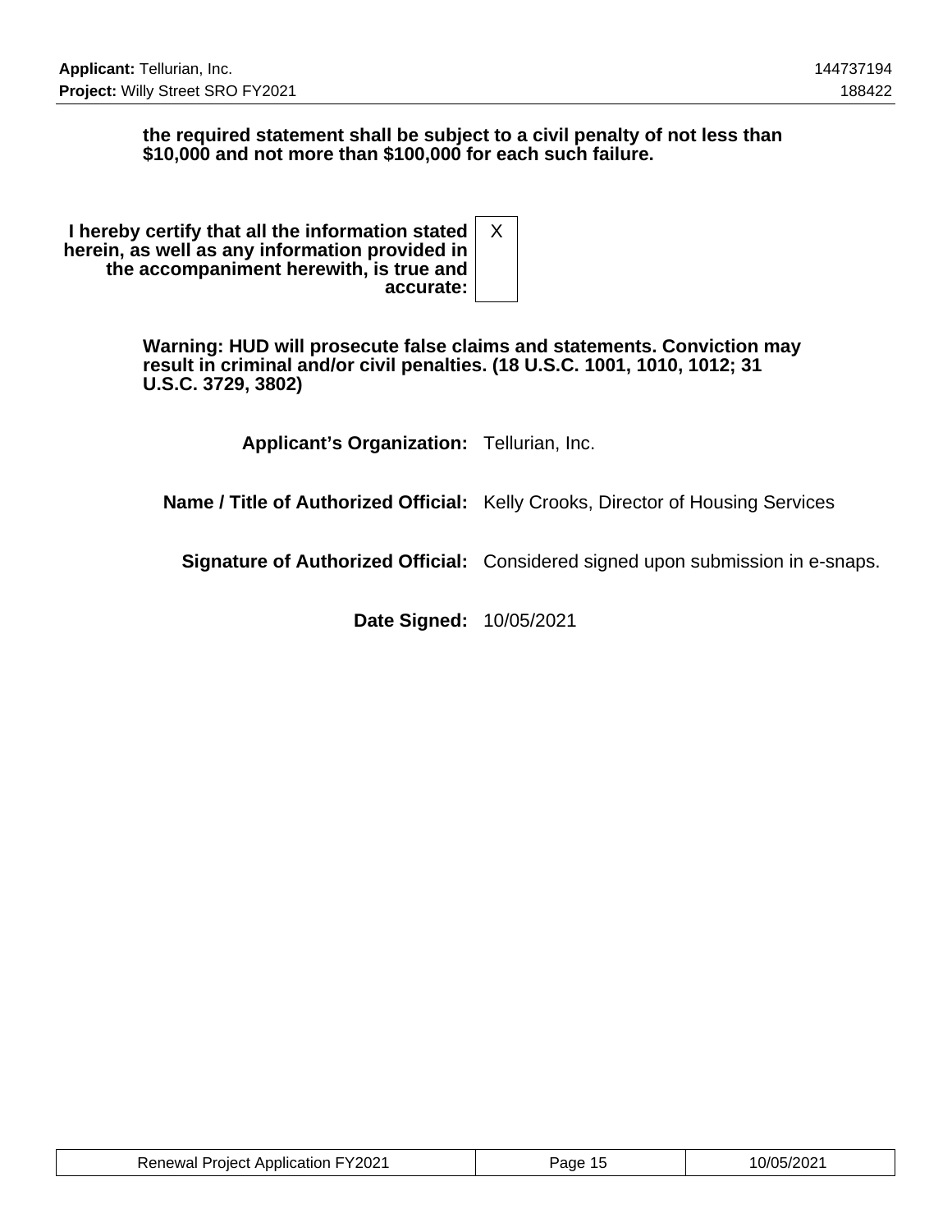**the required statement shall be subject to a civil penalty of not less than $10,000 and not more than $100,000 for each such failure.**

| | |
|---|---|
| **I hereby certify that all the information stated herein, as well as any information provided in the accompaniment herewith, is true and accurate:** | X |

**Warning: HUD will prosecute false claims and statements. Conviction may result in criminal and/or civil penalties. (18 U.S.C. 1001, 1010, 1012; 31 U.S.C. 3729, 3802)**

| | |
|---|---|
| **Applicant's Organization:** | Tellurian, Inc. |
| **Name / Title of Authorized Official:** | Kelly Crooks, Director of Housing Services |
| **Signature of Authorized Official:** | Considered signed upon submission in e-snaps. |
| **Date Signed:** | 10/05/2021 |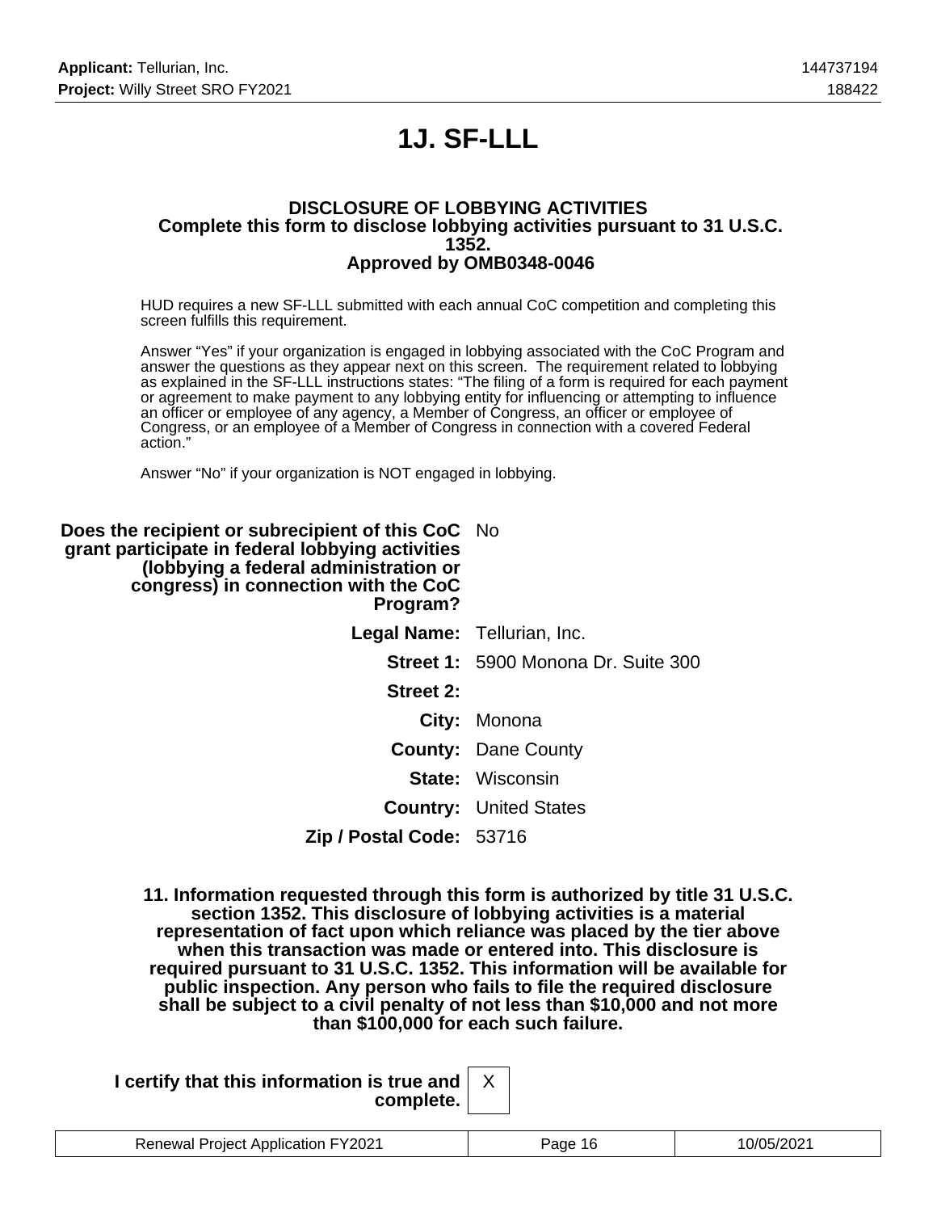# 1J. SF-LLL

**DISCLOSURE OF LOBBYING ACTIVITIES**
**Complete this form to disclose lobbying activities pursuant to 31 U.S.C. 1352.**
**Approved by OMB0348-0046**

HUD requires a new SF-LLL submitted with each annual CoC competition and completing this screen fulfills this requirement.

Answer "Yes" if your organization is engaged in lobbying associated with the CoC Program and answer the questions as they appear next on this screen. The requirement related to lobbying as explained in the SF-LLL instructions states: "The filing of a form is required for each payment or agreement to make payment to any lobbying entity for influencing or attempting to influence an officer or employee of any agency, a Member of Congress, an officer or employee of Congress, or an employee of a Member of Congress in connection with a covered Federal action."

Answer "No" if your organization is NOT engaged in lobbying.

**Does the recipient or subrecipient of this CoC grant participate in federal lobbying activities (lobbying a federal administration or congress) in connection with the CoC Program?** No

**Legal Name:** Tellurian, Inc.

**Street 1:** 5900 Monona Dr. Suite 300

**Street 2:**

**City:** Monona

**County:** Dane County

**State:** Wisconsin

**Country:** United States

**Zip / Postal Code:** 53716

**11. Information requested through this form is authorized by title 31 U.S.C. section 1352. This disclosure of lobbying activities is a material representation of fact upon which reliance was placed by the tier above when this transaction was made or entered into. This disclosure is required pursuant to 31 U.S.C. 1352. This information will be available for public inspection. Any person who fails to file the required disclosure shall be subject to a civil penalty of not less than $10,000 and not more than $100,000 for each such failure.**

**I certify that this information is true and complete.** X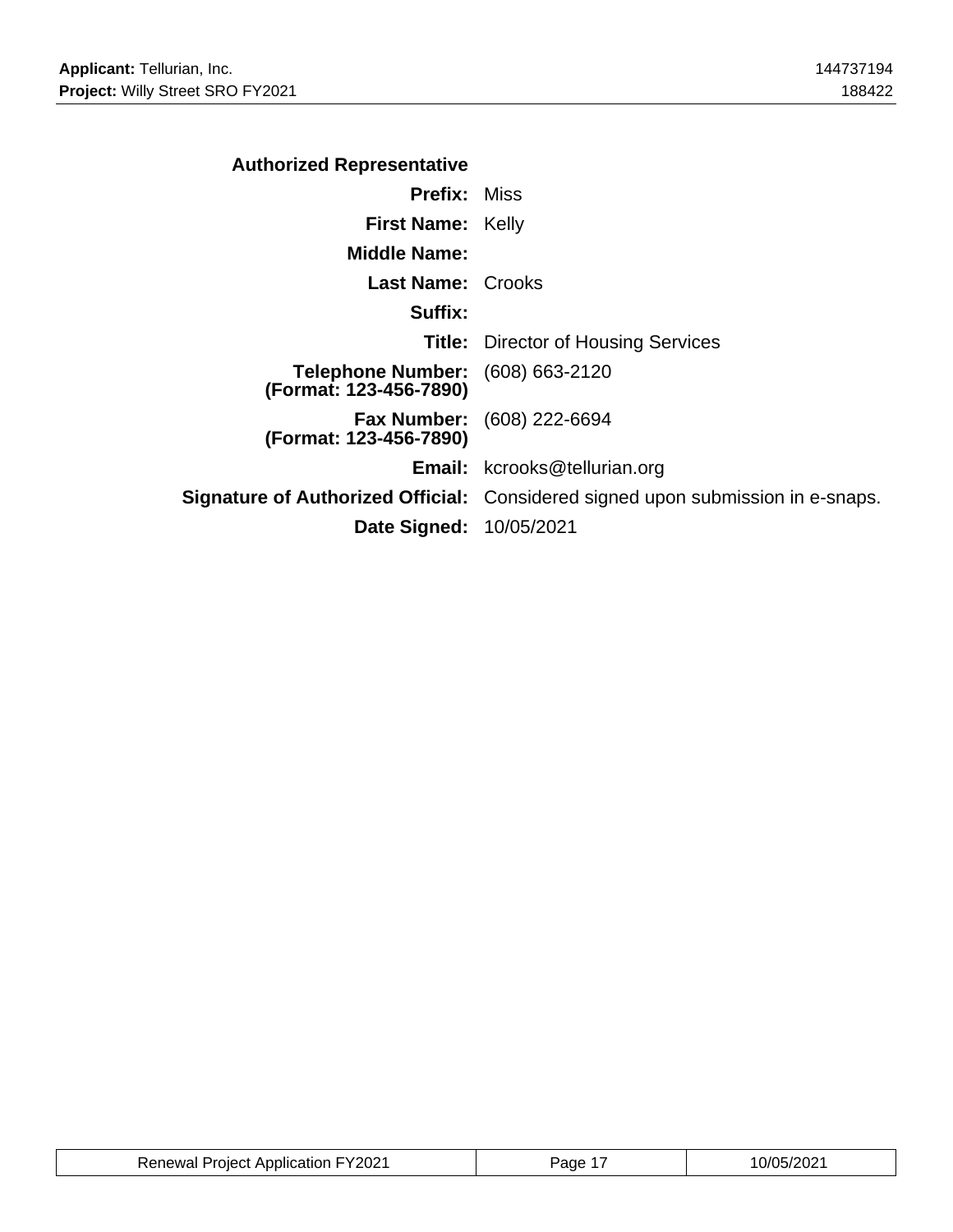**Authorized Representative**

| | |
|---|---|
| **Prefix:** | Miss |
| **First Name:** | Kelly |
| **Middle Name:** | |
| **Last Name:** | Crooks |
| **Suffix:** | |
| **Title:** | Director of Housing Services |
| **Telephone Number: (Format: 123-456-7890)** | (608) 663-2120 |
| **Fax Number: (Format: 123-456-7890)** | (608) 222-6694 |
| **Email:** | kcrooks@tellurian.org |
| **Signature of Authorized Official:** | Considered signed upon submission in e-snaps. |
| **Date Signed:** | 10/05/2021 |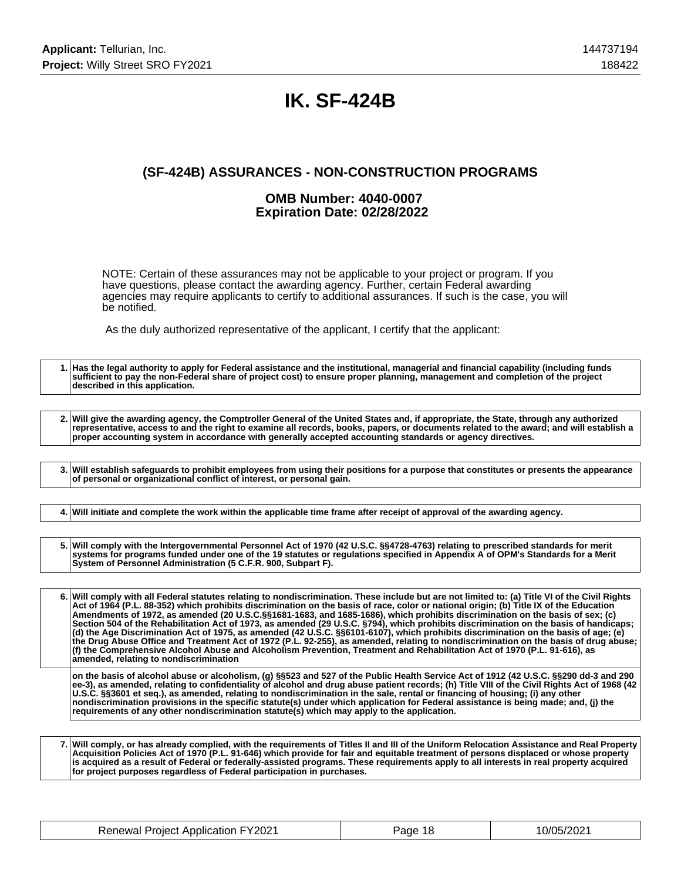# IK. SF-424B

## (SF-424B) ASSURANCES - NON-CONSTRUCTION PROGRAMS

### OMB Number: 4040-0007
### Expiration Date: 02/28/2022

NOTE: Certain of these assurances may not be applicable to your project or program. If you have questions, please contact the awarding agency. Further, certain Federal awarding agencies may require applicants to certify to additional assurances. If such is the case, you will be notified.

As the duly authorized representative of the applicant, I certify that the applicant:

| | |
|---|---|
| 1. | **Has the legal authority to apply for Federal assistance and the institutional, managerial and financial capability (including funds sufficient to pay the non-Federal share of project cost) to ensure proper planning, management and completion of the project described in this application.** |

| | |
|---|---|
| 2. | **Will give the awarding agency, the Comptroller General of the United States and, if appropriate, the State, through any authorized representative, access to and the right to examine all records, books, papers, or documents related to the award; and will establish a proper accounting system in accordance with generally accepted accounting standards or agency directives.** |

| | |
|---|---|
| 3. | **Will establish safeguards to prohibit employees from using their positions for a purpose that constitutes or presents the appearance of personal or organizational conflict of interest, or personal gain.** |

| | |
|---|---|
| 4. | **Will initiate and complete the work within the applicable time frame after receipt of approval of the awarding agency.** |

| | |
|---|---|
| 5. | **Will comply with the Intergovernmental Personnel Act of 1970 (42 U.S.C. §§4728-4763) relating to prescribed standards for merit systems for programs funded under one of the 19 statutes or regulations specified in Appendix A of OPM's Standards for a Merit System of Personnel Administration (5 C.F.R. 900, Subpart F).** |

| | |
|---|---|
| 6. | **Will comply with all Federal statutes relating to nondiscrimination. These include but are not limited to: (a) Title VI of the Civil Rights Act of 1964 (P.L. 88-352) which prohibits discrimination on the basis of race, color or national origin; (b) Title IX of the Education Amendments of 1972, as amended (20 U.S.C.§§1681-1683, and 1685-1686), which prohibits discrimination on the basis of sex; (c) Section 504 of the Rehabilitation Act of 1973, as amended (29 U.S.C. §794), which prohibits discrimination on the basis of handicaps; (d) the Age Discrimination Act of 1975, as amended (42 U.S.C. §§6101-6107), which prohibits discrimination on the basis of age; (e) the Drug Abuse Office and Treatment Act of 1972 (P.L. 92-255), as amended, relating to nondiscrimination on the basis of drug abuse; (f) the Comprehensive Alcohol Abuse and Alcoholism Prevention, Treatment and Rehabilitation Act of 1970 (P.L. 91-616), as amended, relating to nondiscrimination** |
| | **on the basis of alcohol abuse or alcoholism, (g) §§523 and 527 of the Public Health Service Act of 1912 (42 U.S.C. §§290 dd-3 and 290 ee-3), as amended, relating to confidentiality of alcohol and drug abuse patient records; (h) Title VIII of the Civil Rights Act of 1968 (42 U.S.C. §§3601 et seq.), as amended, relating to nondiscrimination in the sale, rental or financing of housing; (i) any other nondiscrimination provisions in the specific statute(s) under which application for Federal assistance is being made; and, (j) the requirements of any other nondiscrimination statute(s) which may apply to the application.** |

| | |
|---|---|
| 7. | **Will comply, or has already complied, with the requirements of Titles II and III of the Uniform Relocation Assistance and Real Property Acquisition Policies Act of 1970 (P.L. 91-646) which provide for fair and equitable treatment of persons displaced or whose property is acquired as a result of Federal or federally-assisted programs. These requirements apply to all interests in real property acquired for project purposes regardless of Federal participation in purchases.** |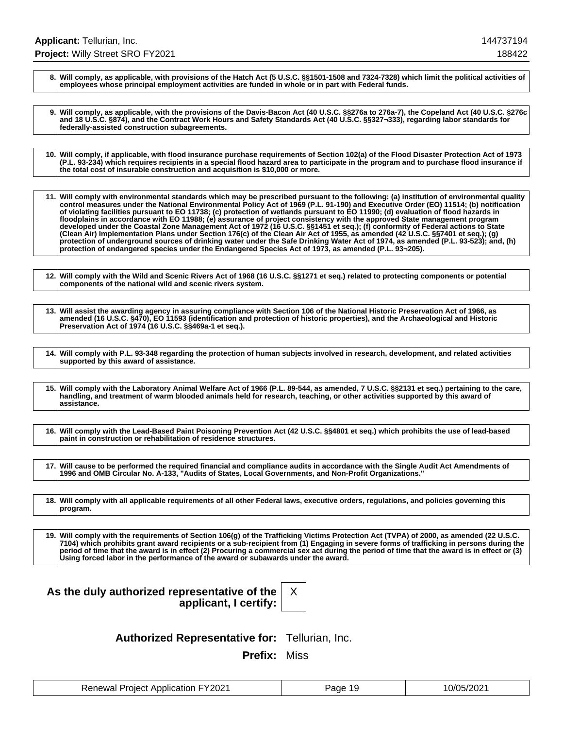| | |
|---|---|
| 8. | **Will comply, as applicable, with provisions of the Hatch Act (5 U.S.C. §§1501-1508 and 7324-7328) which limit the political activities of employees whose principal employment activities are funded in whole or in part with Federal funds.** |

| | |
|---|---|
| 9. | **Will comply, as applicable, with the provisions of the Davis-Bacon Act (40 U.S.C. §§276a to 276a-7), the Copeland Act (40 U.S.C. §276c and 18 U.S.C. §874), and the Contract Work Hours and Safety Standards Act (40 U.S.C. §§327¬333), regarding labor standards for federally-assisted construction subagreements.** |

| | |
|---|---|
| 10. | **Will comply, if applicable, with flood insurance purchase requirements of Section 102(a) of the Flood Disaster Protection Act of 1973 (P.L. 93-234) which requires recipients in a special flood hazard area to participate in the program and to purchase flood insurance if the total cost of insurable construction and acquisition is $10,000 or more.** |

| | |
|---|---|
| 11. | **Will comply with environmental standards which may be prescribed pursuant to the following: (a) institution of environmental quality control measures under the National Environmental Policy Act of 1969 (P.L. 91-190) and Executive Order (EO) 11514; (b) notification of violating facilities pursuant to EO 11738; (c) protection of wetlands pursuant to EO 11990; (d) evaluation of flood hazards in floodplains in accordance with EO 11988; (e) assurance of project consistency with the approved State management program developed under the Coastal Zone Management Act of 1972 (16 U.S.C. §§1451 et seq.); (f) conformity of Federal actions to State (Clean Air) Implementation Plans under Section 176(c) of the Clean Air Act of 1955, as amended (42 U.S.C. §§7401 et seq.); (g) protection of underground sources of drinking water under the Safe Drinking Water Act of 1974, as amended (P.L. 93-523); and, (h) protection of endangered species under the Endangered Species Act of 1973, as amended (P.L. 93¬205).** |

| | |
|---|---|
| 12. | **Will comply with the Wild and Scenic Rivers Act of 1968 (16 U.S.C. §§1271 et seq.) related to protecting components or potential components of the national wild and scenic rivers system.** |

| | |
|---|---|
| 13. | **Will assist the awarding agency in assuring compliance with Section 106 of the National Historic Preservation Act of 1966, as amended (16 U.S.C. §470), EO 11593 (identification and protection of historic properties), and the Archaeological and Historic Preservation Act of 1974 (16 U.S.C. §§469a-1 et seq.).** |

| | |
|---|---|
| 14. | **Will comply with P.L. 93-348 regarding the protection of human subjects involved in research, development, and related activities supported by this award of assistance.** |

| | |
|---|---|
| 15. | **Will comply with the Laboratory Animal Welfare Act of 1966 (P.L. 89-544, as amended, 7 U.S.C. §§2131 et seq.) pertaining to the care, handling, and treatment of warm blooded animals held for research, teaching, or other activities supported by this award of assistance.** |

| | |
|---|---|
| 16. | **Will comply with the Lead-Based Paint Poisoning Prevention Act (42 U.S.C. §§4801 et seq.) which prohibits the use of lead-based paint in construction or rehabilitation of residence structures.** |

| | |
|---|---|
| 17. | **Will cause to be performed the required financial and compliance audits in accordance with the Single Audit Act Amendments of 1996 and OMB Circular No. A-133, "Audits of States, Local Governments, and Non-Profit Organizations."** |

| | |
|---|---|
| 18. | **Will comply with all applicable requirements of all other Federal laws, executive orders, regulations, and policies governing this program.** |

| | |
|---|---|
| 19. | **Will comply with the requirements of Section 106(g) of the Trafficking Victims Protection Act (TVPA) of 2000, as amended (22 U.S.C. 7104) which prohibits grant award recipients or a sub-recipient from (1) Engaging in severe forms of trafficking in persons during the period of time that the award is in effect (2) Procuring a commercial sex act during the period of time that the award is in effect or (3) Using forced labor in the performance of the award or subawards under the award.** |

**As the duly authorized representative of the applicant, I certify:** X

**Authorized Representative for:** Tellurian, Inc.

**Prefix:** Miss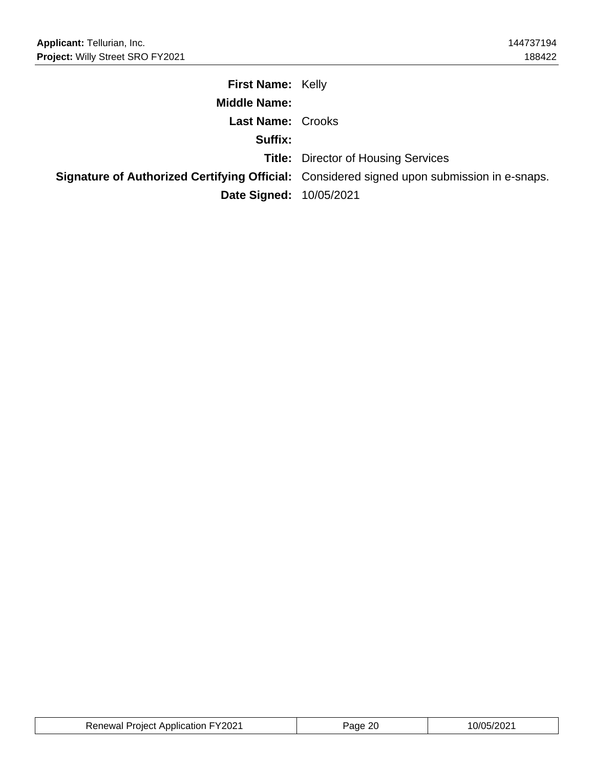**First Name:** Kelly

**Middle Name:**

**Last Name:** Crooks

**Suffix:**

**Title:** Director of Housing Services

**Signature of Authorized Certifying Official:** Considered signed upon submission in e-snaps.

**Date Signed:** 10/05/2021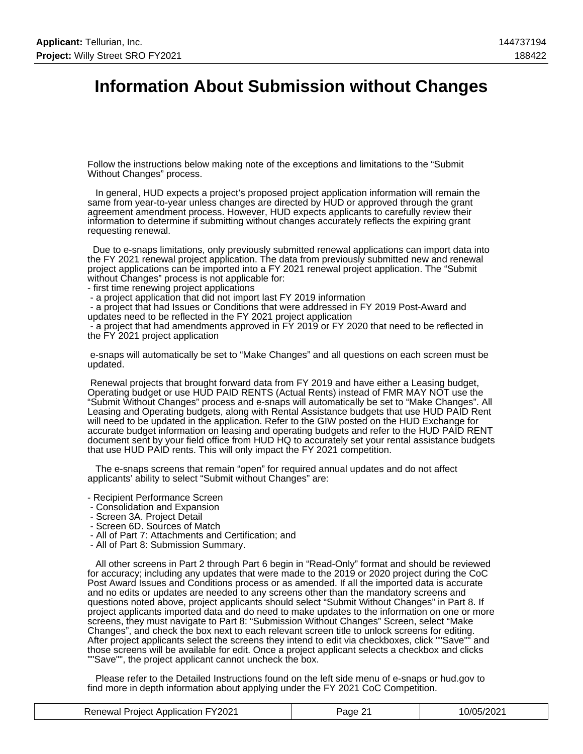# Information About Submission without Changes

Follow the instructions below making note of the exceptions and limitations to the “Submit Without Changes” process.

In general, HUD expects a project’s proposed project application information will remain the same from year-to-year unless changes are directed by HUD or approved through the grant agreement amendment process. However, HUD expects applicants to carefully review their information to determine if submitting without changes accurately reflects the expiring grant requesting renewal.

Due to e-snaps limitations, only previously submitted renewal applications can import data into the FY 2021 renewal project application. The data from previously submitted new and renewal project applications can be imported into a FY 2021 renewal project application. The “Submit without Changes” process is not applicable for:

- first time renewing project applications
- a project application that did not import last FY 2019 information
- a project that had Issues or Conditions that were addressed in FY 2019 Post-Award and updates need to be reflected in the FY 2021 project application
- a project that had amendments approved in FY 2019 or FY 2020 that need to be reflected in the FY 2021 project application

e-snaps will automatically be set to “Make Changes” and all questions on each screen must be updated.

Renewal projects that brought forward data from FY 2019 and have either a Leasing budget, Operating budget or use HUD PAID RENTS (Actual Rents) instead of FMR MAY NOT use the “Submit Without Changes” process and e-snaps will automatically be set to “Make Changes”. All Leasing and Operating budgets, along with Rental Assistance budgets that use HUD PAID Rent will need to be updated in the application. Refer to the GIW posted on the HUD Exchange for accurate budget information on leasing and operating budgets and refer to the HUD PAID RENT document sent by your field office from HUD HQ to accurately set your rental assistance budgets that use HUD PAID rents. This will only impact the FY 2021 competition.

The e-snaps screens that remain “open” for required annual updates and do not affect applicants’ ability to select “Submit without Changes” are:

- Recipient Performance Screen
- Consolidation and Expansion
- Screen 3A. Project Detail
- Screen 6D. Sources of Match
- All of Part 7: Attachments and Certification; and
- All of Part 8: Submission Summary.

All other screens in Part 2 through Part 6 begin in “Read-Only” format and should be reviewed for accuracy; including any updates that were made to the 2019 or 2020 project during the CoC Post Award Issues and Conditions process or as amended. If all the imported data is accurate and no edits or updates are needed to any screens other than the mandatory screens and questions noted above, project applicants should select “Submit Without Changes” in Part 8. If project applicants imported data and do need to make updates to the information on one or more screens, they must navigate to Part 8: “Submission Without Changes” Screen, select “Make Changes”, and check the box next to each relevant screen title to unlock screens for editing. After project applicants select the screens they intend to edit via checkboxes, click ""Save"" and those screens will be available for edit. Once a project applicant selects a checkbox and clicks ""Save"", the project applicant cannot uncheck the box.

Please refer to the Detailed Instructions found on the left side menu of e-snaps or hud.gov to find more in depth information about applying under the FY 2021 CoC Competition.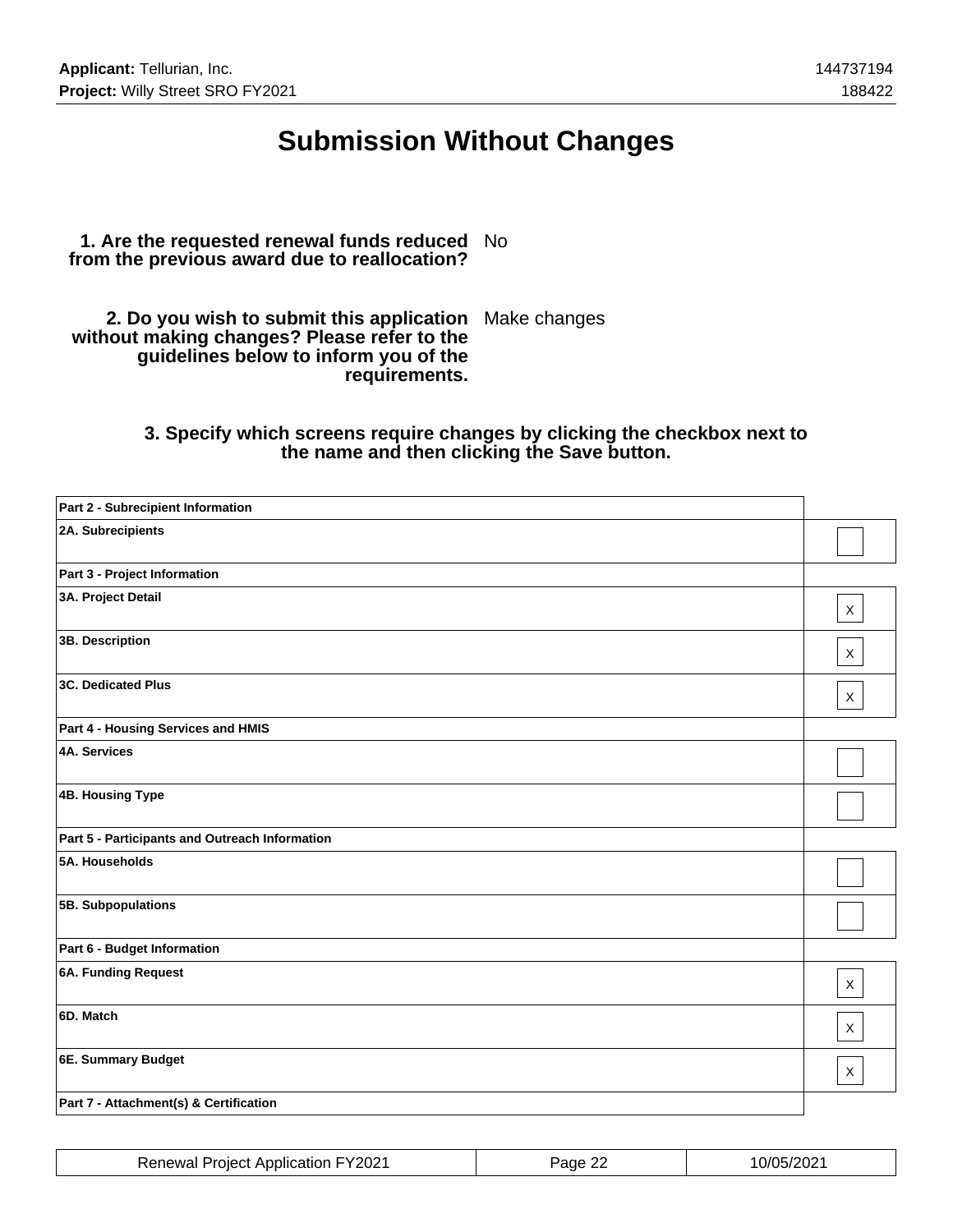# Submission Without Changes

**1. Are the requested renewal funds reduced from the previous award due to reallocation?** No

**2. Do you wish to submit this application without making changes? Please refer to the guidelines below to inform you of the requirements.** Make changes

**3. Specify which screens require changes by clicking the checkbox next to the name and then clicking the Save button.**

| Section | Change |
|---|---|
| **Part 2 - Subrecipient Information** | |
| **2A. Subrecipients** | |
| **Part 3 - Project Information** | |
| **3A. Project Detail** | X |
| **3B. Description** | X |
| **3C. Dedicated Plus** | X |
| **Part 4 - Housing Services and HMIS** | |
| **4A. Services** | |
| **4B. Housing Type** | |
| **Part 5 - Participants and Outreach Information** | |
| **5A. Households** | |
| **5B. Subpopulations** | |
| **Part 6 - Budget Information** | |
| **6A. Funding Request** | X |
| **6D. Match** | X |
| **6E. Summary Budget** | X |
| **Part 7 - Attachment(s) & Certification** | |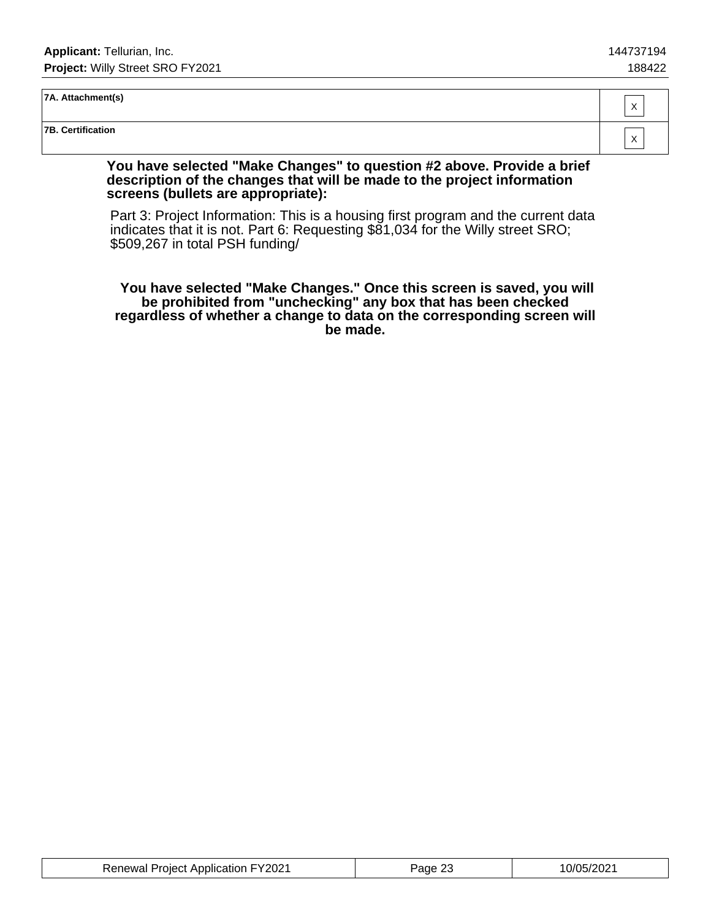| | |
|---|---|
| **7A. Attachment(s)** | X |
| **7B. Certification** | X |

**You have selected "Make Changes" to question #2 above. Provide a brief description of the changes that will be made to the project information screens (bullets are appropriate):**

Part 3: Project Information: This is a housing first program and the current data indicates that it is not. Part 6: Requesting $81,034 for the Willy street SRO; $509,267 in total PSH funding/

**You have selected "Make Changes." Once this screen is saved, you will be prohibited from "unchecking" any box that has been checked regardless of whether a change to data on the corresponding screen will be made.**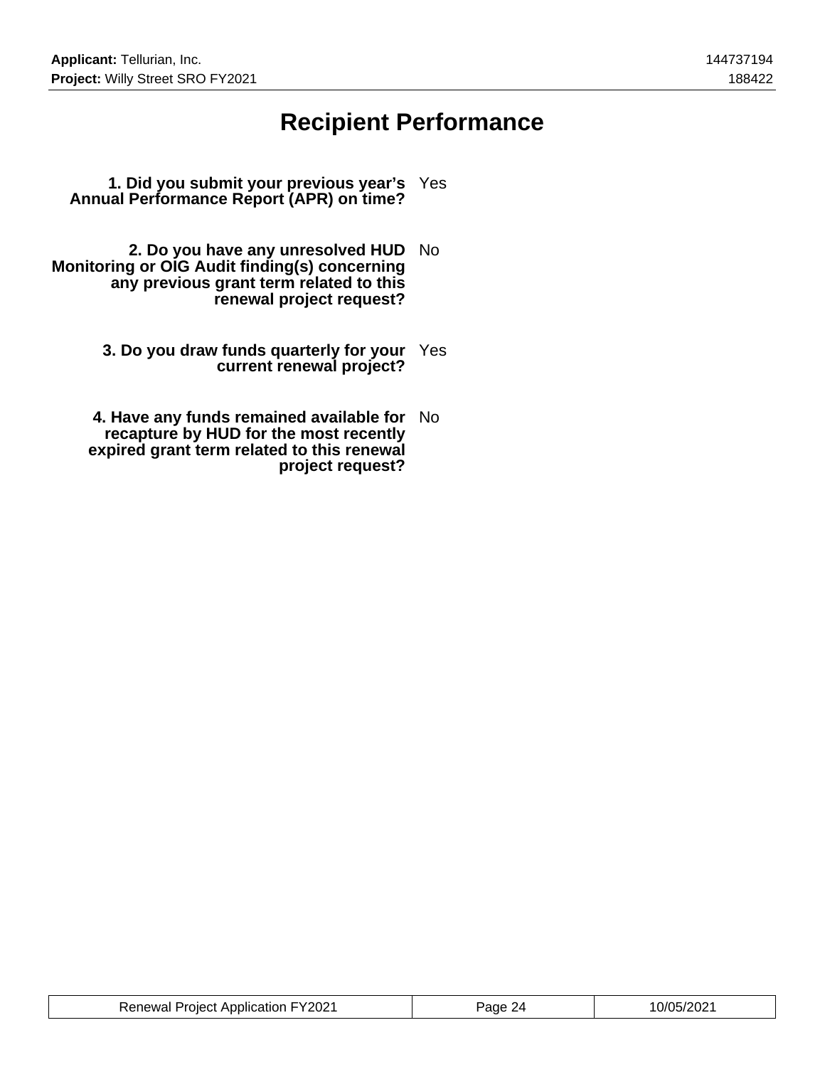# Recipient Performance

**1. Did you submit your previous year's Annual Performance Report (APR) on time?** Yes

**2. Do you have any unresolved HUD Monitoring or OIG Audit finding(s) concerning any previous grant term related to this renewal project request?** No

**3. Do you draw funds quarterly for your current renewal project?** Yes

**4. Have any funds remained available for recapture by HUD for the most recently expired grant term related to this renewal project request?** No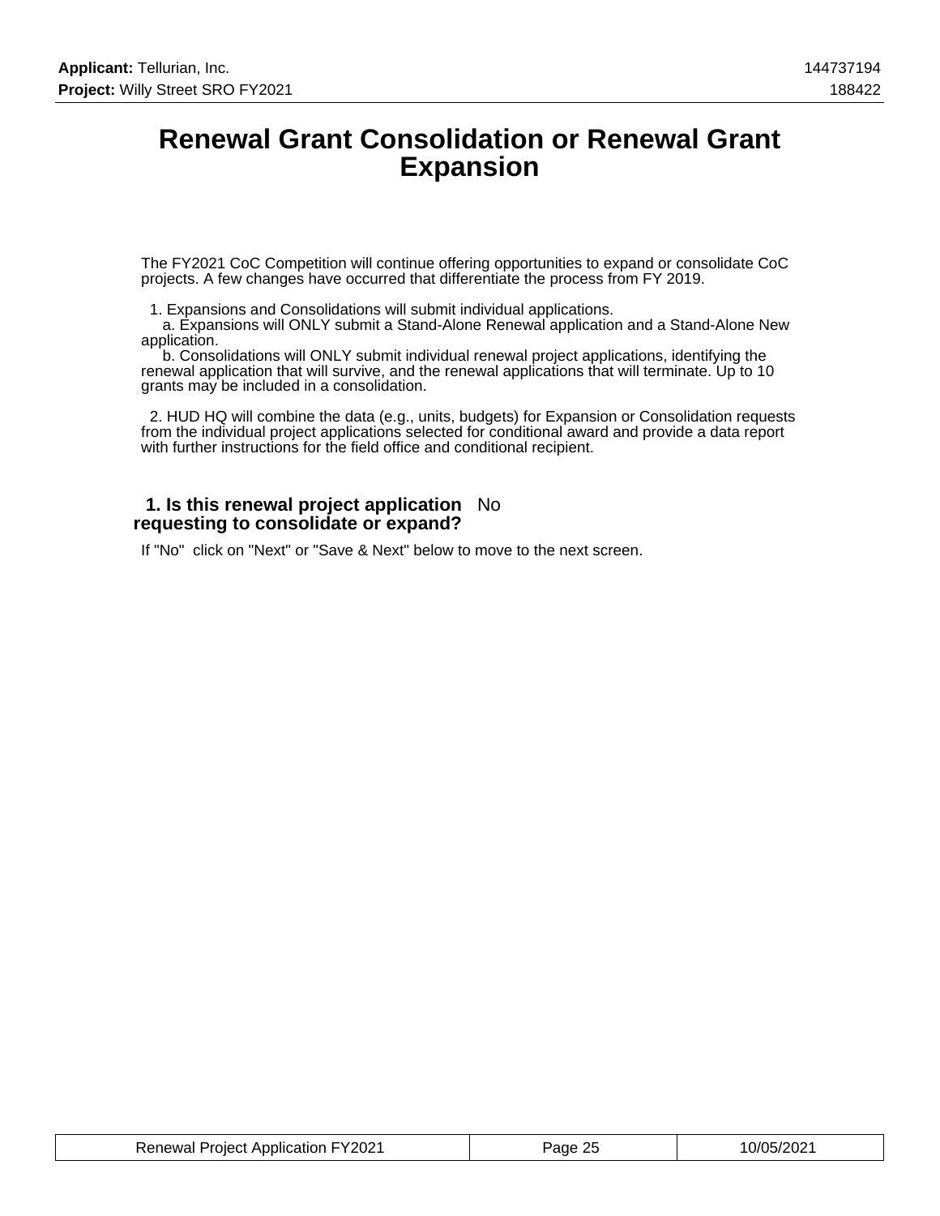# Renewal Grant Consolidation or Renewal Grant Expansion

The FY2021 CoC Competition will continue offering opportunities to expand or consolidate CoC projects. A few changes have occurred that differentiate the process from FY 2019.

1. Expansions and Consolidations will submit individual applications.
   a. Expansions will ONLY submit a Stand-Alone Renewal application and a Stand-Alone New application.
   b. Consolidations will ONLY submit individual renewal project applications, identifying the renewal application that will survive, and the renewal applications that will terminate. Up to 10 grants may be included in a consolidation.

2. HUD HQ will combine the data (e.g., units, budgets) for Expansion or Consolidation requests from the individual project applications selected for conditional award and provide a data report with further instructions for the field office and conditional recipient.

**1. Is this renewal project application requesting to consolidate or expand?** No

If "No" click on "Next" or "Save & Next" below to move to the next screen.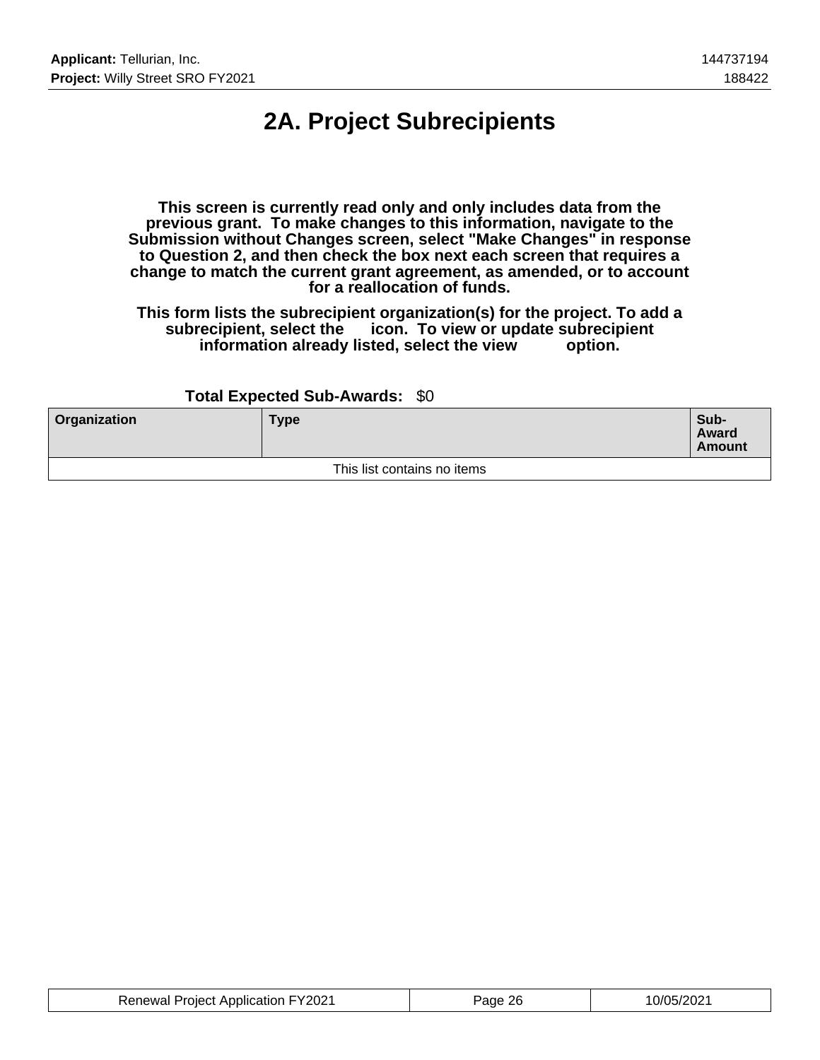# 2A. Project Subrecipients

**This screen is currently read only and only includes data from the previous grant. To make changes to this information, navigate to the Submission without Changes screen, select "Make Changes" in response to Question 2, and then check the box next each screen that requires a change to match the current grant agreement, as amended, or to account for a reallocation of funds.**

**This form lists the subrecipient organization(s) for the project. To add a subrecipient, select the icon. To view or update subrecipient information already listed, select the view option.**

**Total Expected Sub-Awards:** $0

| Organization | Type | Sub-Award Amount |
|---|---|---|
| This list contains no items | | |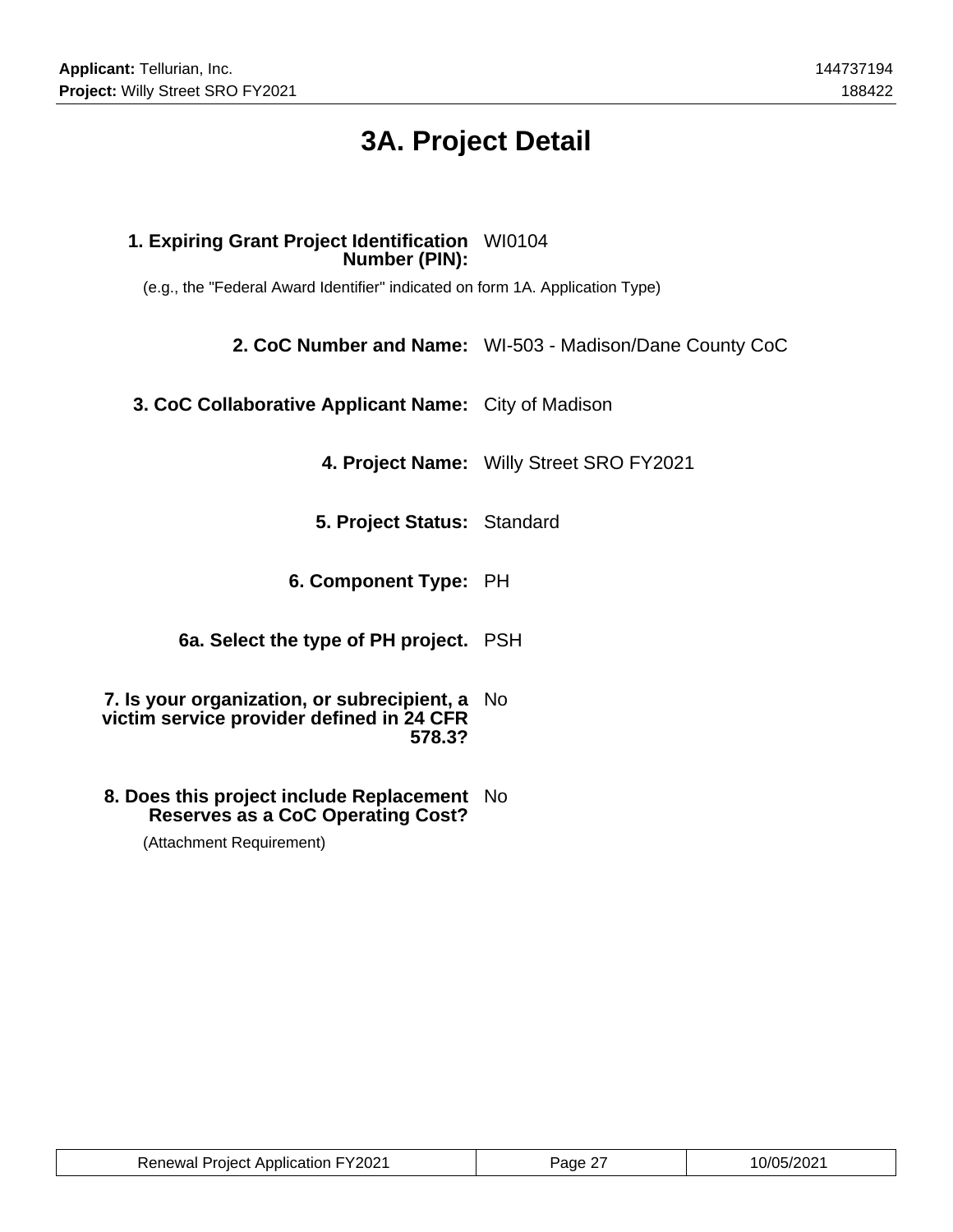# 3A. Project Detail

**1. Expiring Grant Project Identification Number (PIN):** WI0104

(e.g., the "Federal Award Identifier" indicated on form 1A. Application Type)

**2. CoC Number and Name:** WI-503 - Madison/Dane County CoC

**3. CoC Collaborative Applicant Name:** City of Madison

**4. Project Name:** Willy Street SRO FY2021

**5. Project Status:** Standard

**6. Component Type:** PH

**6a. Select the type of PH project.** PSH

**7. Is your organization, or subrecipient, a victim service provider defined in 24 CFR 578.3?** No

**8. Does this project include Replacement Reserves as a CoC Operating Cost?** No

(Attachment Requirement)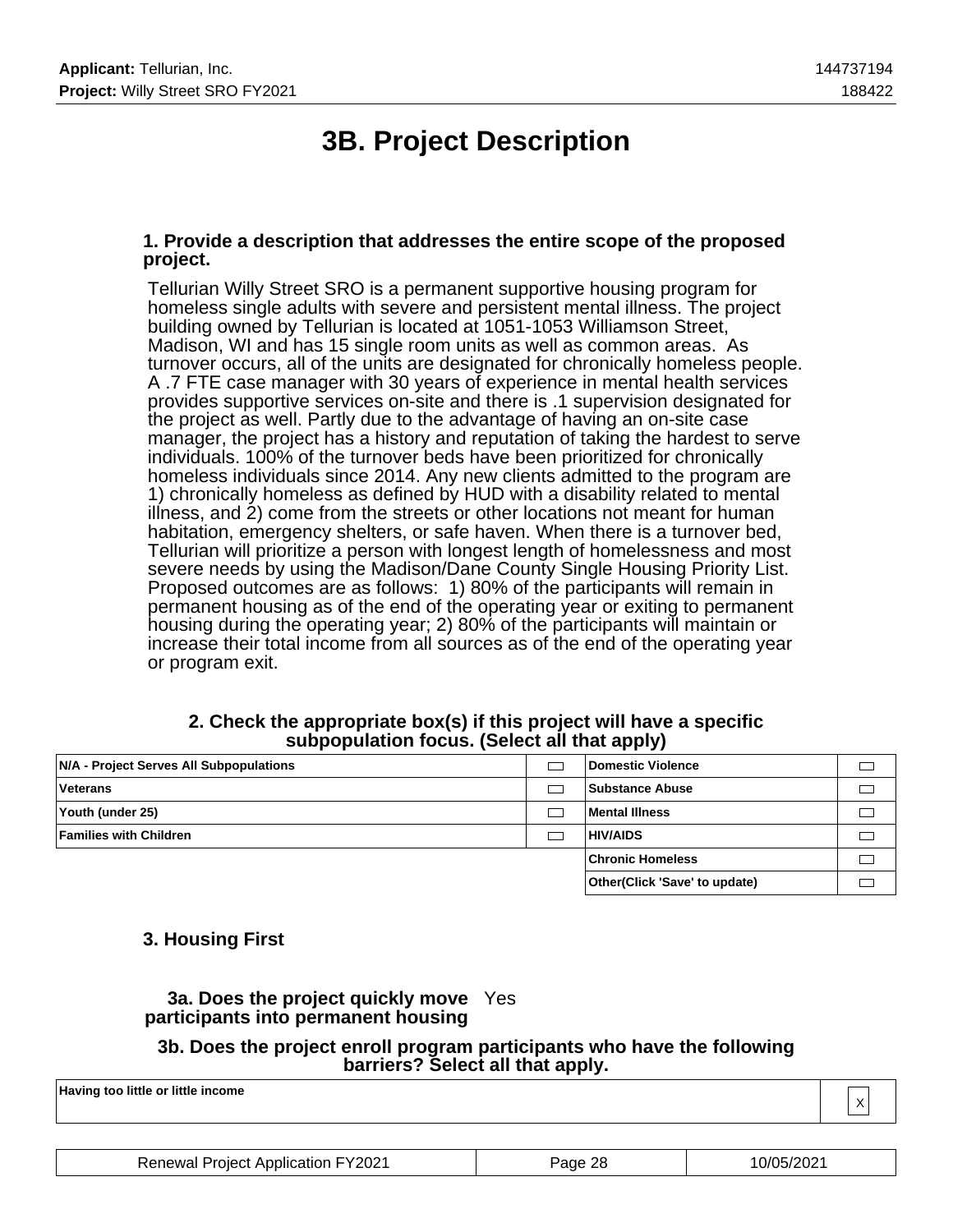# 3B. Project Description

**1. Provide a description that addresses the entire scope of the proposed project.**

Tellurian Willy Street SRO is a permanent supportive housing program for homeless single adults with severe and persistent mental illness. The project building owned by Tellurian is located at 1051-1053 Williamson Street, Madison, WI and has 15 single room units as well as common areas. As turnover occurs, all of the units are designated for chronically homeless people. A .7 FTE case manager with 30 years of experience in mental health services provides supportive services on-site and there is .1 supervision designated for the project as well. Partly due to the advantage of having an on-site case manager, the project has a history and reputation of taking the hardest to serve individuals. 100% of the turnover beds have been prioritized for chronically homeless individuals since 2014. Any new clients admitted to the program are 1) chronically homeless as defined by HUD with a disability related to mental illness, and 2) come from the streets or other locations not meant for human habitation, emergency shelters, or safe haven. When there is a turnover bed, Tellurian will prioritize a person with longest length of homelessness and most severe needs by using the Madison/Dane County Single Housing Priority List. Proposed outcomes are as follows: 1) 80% of the participants will remain in permanent housing as of the end of the operating year or exiting to permanent housing during the operating year; 2) 80% of the participants will maintain or increase their total income from all sources as of the end of the operating year or program exit.

**2. Check the appropriate box(s) if this project will have a specific subpopulation focus. (Select all that apply)**

| | | | |
|---|---|---|---|
| **N/A - Project Serves All Subpopulations** | ☐ | **Domestic Violence** | ☐ |
| **Veterans** | ☐ | **Substance Abuse** | ☐ |
| **Youth (under 25)** | ☐ | **Mental Illness** | ☐ |
| **Families with Children** | ☐ | **HIV/AIDS** | ☐ |
| | | **Chronic Homeless** | ☐ |
| | | **Other(Click 'Save' to update)** | ☐ |

**3. Housing First**

**3a. Does the project quickly move participants into permanent housing** Yes

**3b. Does the project enroll program participants who have the following barriers? Select all that apply.**

| | |
|---|---|
| **Having too little or little income** | X |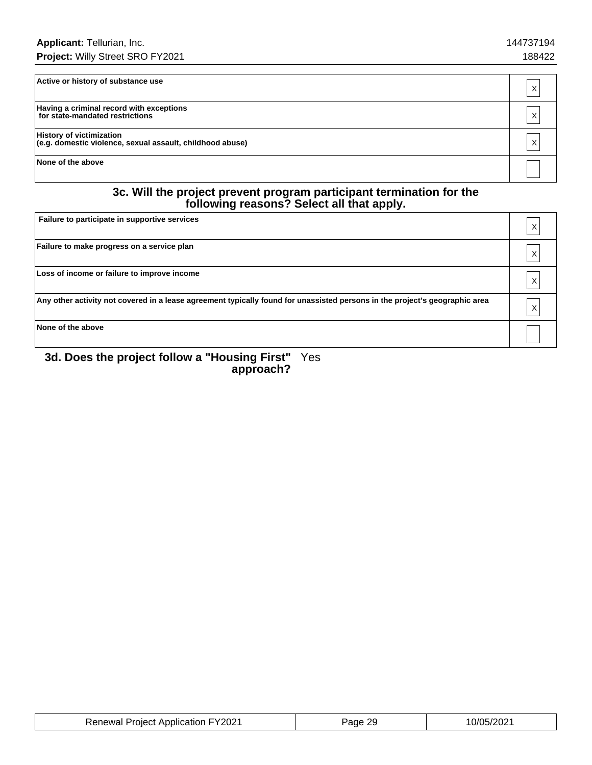| | |
|---|---|
| **Active or history of substance use** | X |
| **Having a criminal record with exceptions for state-mandated restrictions** | X |
| **History of victimization (e.g. domestic violence, sexual assault, childhood abuse)** | X |
| **None of the above** | |

### 3c. Will the project prevent program participant termination for the following reasons? Select all that apply.

| | |
|---|---|
| **Failure to participate in supportive services** | X |
| **Failure to make progress on a service plan** | X |
| **Loss of income or failure to improve income** | X |
| **Any other activity not covered in a lease agreement typically found for unassisted persons in the project's geographic area** | X |
| **None of the above** | |

**3d. Does the project follow a "Housing First" approach?** Yes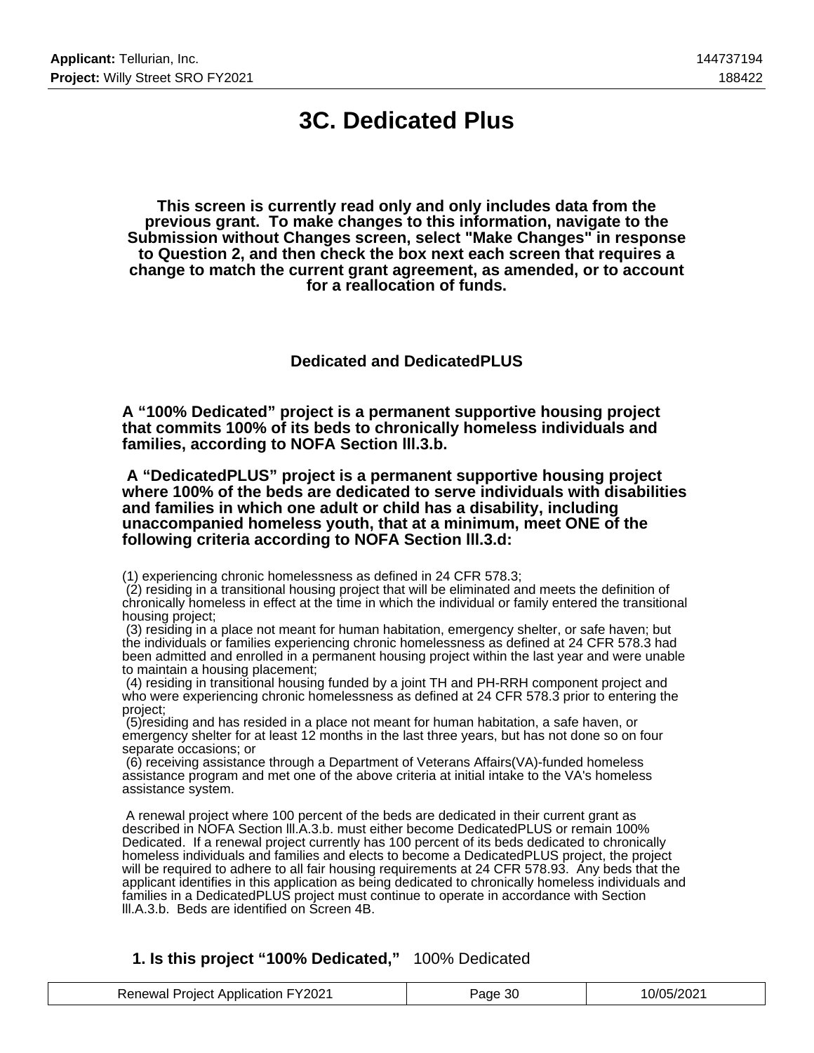# 3C. Dedicated Plus

**This screen is currently read only and only includes data from the previous grant. To make changes to this information, navigate to the Submission without Changes screen, select "Make Changes" in response to Question 2, and then check the box next each screen that requires a change to match the current grant agreement, as amended, or to account for a reallocation of funds.**

### Dedicated and DedicatedPLUS

**A "100% Dedicated" project is a permanent supportive housing project that commits 100% of its beds to chronically homeless individuals and families, according to NOFA Section lll.3.b.**

**A "DedicatedPLUS" project is a permanent supportive housing project where 100% of the beds are dedicated to serve individuals with disabilities and families in which one adult or child has a disability, including unaccompanied homeless youth, that at a minimum, meet ONE of the following criteria according to NOFA Section lll.3.d:**

(1) experiencing chronic homelessness as defined in 24 CFR 578.3;
(2) residing in a transitional housing project that will be eliminated and meets the definition of chronically homeless in effect at the time in which the individual or family entered the transitional housing project;
(3) residing in a place not meant for human habitation, emergency shelter, or safe haven; but the individuals or families experiencing chronic homelessness as defined at 24 CFR 578.3 had been admitted and enrolled in a permanent housing project within the last year and were unable to maintain a housing placement;
(4) residing in transitional housing funded by a joint TH and PH-RRH component project and who were experiencing chronic homelessness as defined at 24 CFR 578.3 prior to entering the project;
(5)residing and has resided in a place not meant for human habitation, a safe haven, or emergency shelter for at least 12 months in the last three years, but has not done so on four separate occasions; or
(6) receiving assistance through a Department of Veterans Affairs(VA)-funded homeless assistance program and met one of the above criteria at initial intake to the VA's homeless assistance system.

A renewal project where 100 percent of the beds are dedicated in their current grant as described in NOFA Section lll.A.3.b. must either become DedicatedPLUS or remain 100% Dedicated. If a renewal project currently has 100 percent of its beds dedicated to chronically homeless individuals and families and elects to become a DedicatedPLUS project, the project will be required to adhere to all fair housing requirements at 24 CFR 578.93. Any beds that the applicant identifies in this application as being dedicated to chronically homeless individuals and families in a DedicatedPLUS project must continue to operate in accordance with Section lll.A.3.b. Beds are identified on Screen 4B.

**1. Is this project "100% Dedicated,"** 100% Dedicated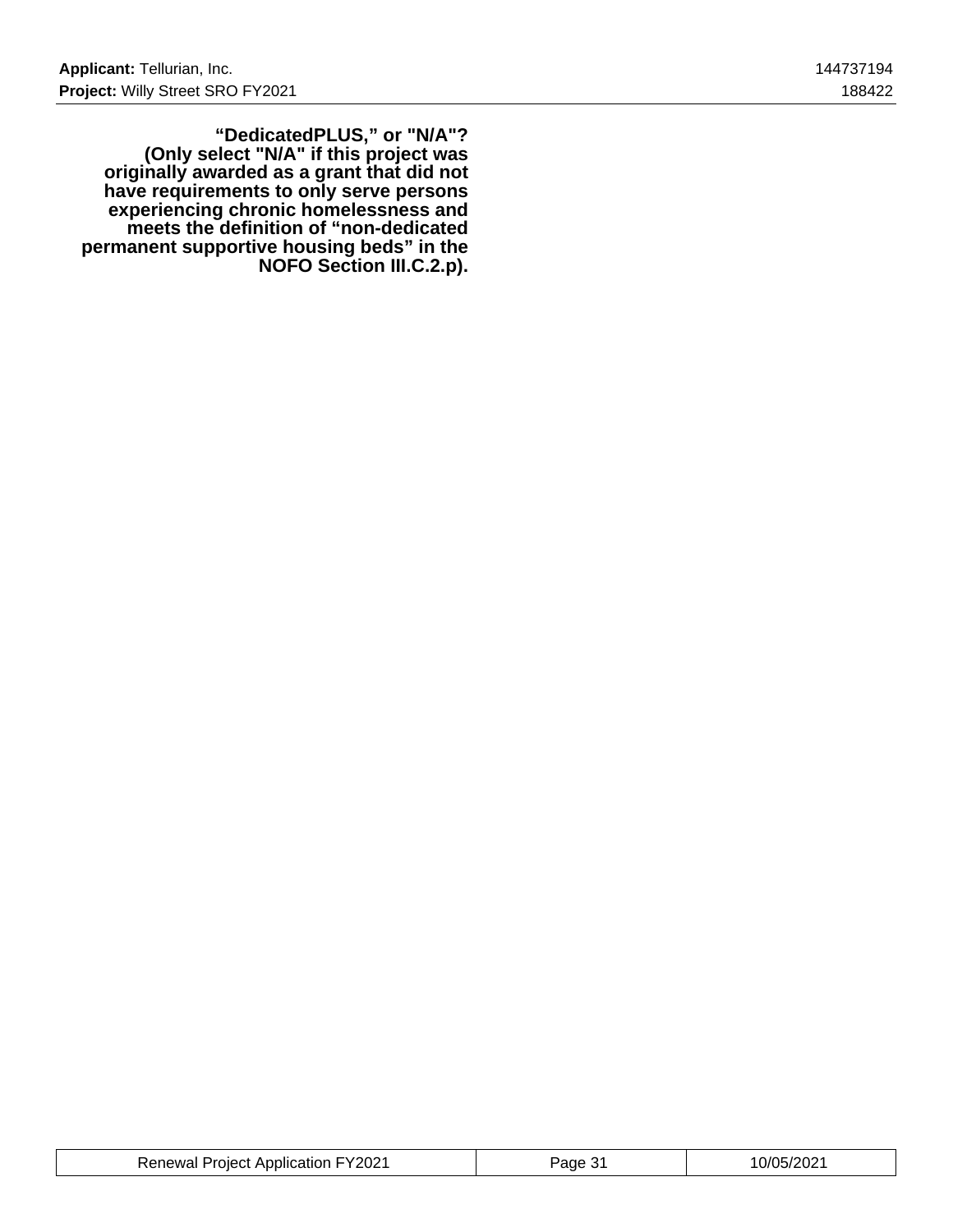**“DedicatedPLUS,” or "N/A"? (Only select "N/A" if this project was originally awarded as a grant that did not have requirements to only serve persons experiencing chronic homelessness and meets the definition of “non-dedicated permanent supportive housing beds” in the NOFO Section III.C.2.p).**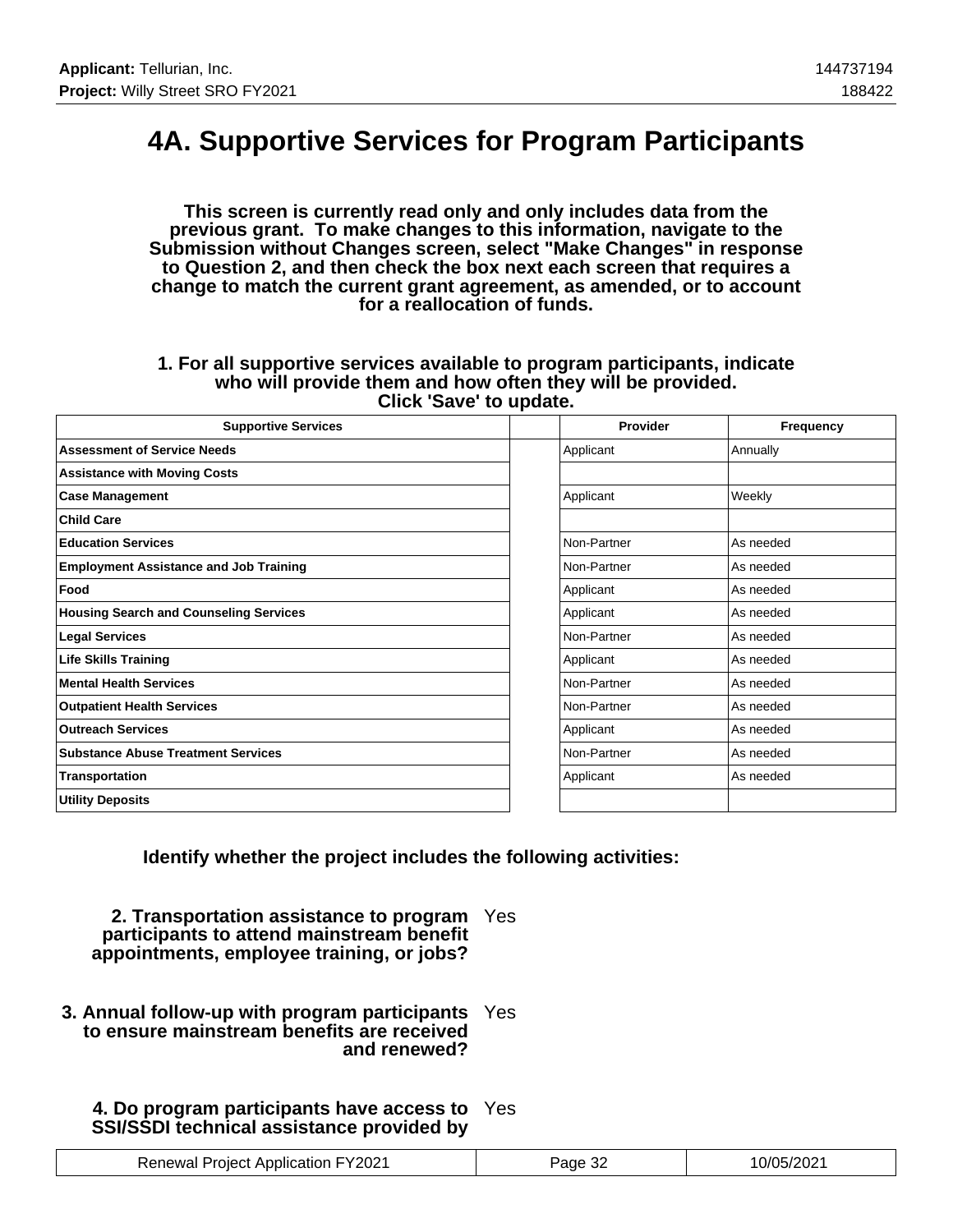# 4A. Supportive Services for Program Participants

**This screen is currently read only and only includes data from the previous grant. To make changes to this information, navigate to the Submission without Changes screen, select "Make Changes" in response to Question 2, and then check the box next each screen that requires a change to match the current grant agreement, as amended, or to account for a reallocation of funds.**

**1. For all supportive services available to program participants, indicate who will provide them and how often they will be provided. Click 'Save' to update.**

| Supportive Services | | Provider | Frequency |
|---|---|---|---|
| **Assessment of Service Needs** | | Applicant | Annually |
| **Assistance with Moving Costs** | | | |
| **Case Management** | | Applicant | Weekly |
| **Child Care** | | | |
| **Education Services** | | Non-Partner | As needed |
| **Employment Assistance and Job Training** | | Non-Partner | As needed |
| **Food** | | Applicant | As needed |
| **Housing Search and Counseling Services** | | Applicant | As needed |
| **Legal Services** | | Non-Partner | As needed |
| **Life Skills Training** | | Applicant | As needed |
| **Mental Health Services** | | Non-Partner | As needed |
| **Outpatient Health Services** | | Non-Partner | As needed |
| **Outreach Services** | | Applicant | As needed |
| **Substance Abuse Treatment Services** | | Non-Partner | As needed |
| **Transportation** | | Applicant | As needed |
| **Utility Deposits** | | | |

**Identify whether the project includes the following activities:**

**2. Transportation assistance to program participants to attend mainstream benefit appointments, employee training, or jobs?** Yes

**3. Annual follow-up with program participants to ensure mainstream benefits are received and renewed?** Yes

**4. Do program participants have access to SSI/SSDI technical assistance provided by** Yes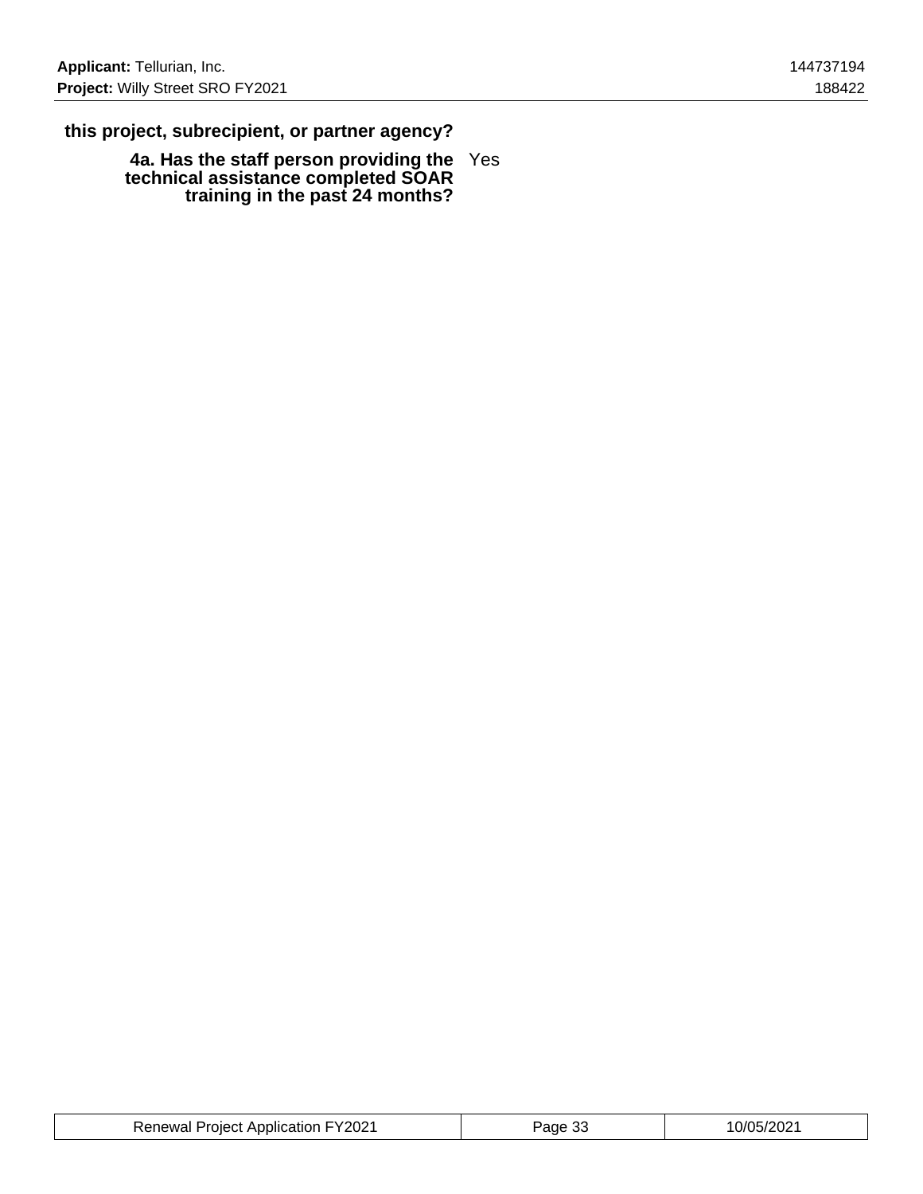**this project, subrecipient, or partner agency?**

**4a. Has the staff person providing the technical assistance completed SOAR training in the past 24 months?** Yes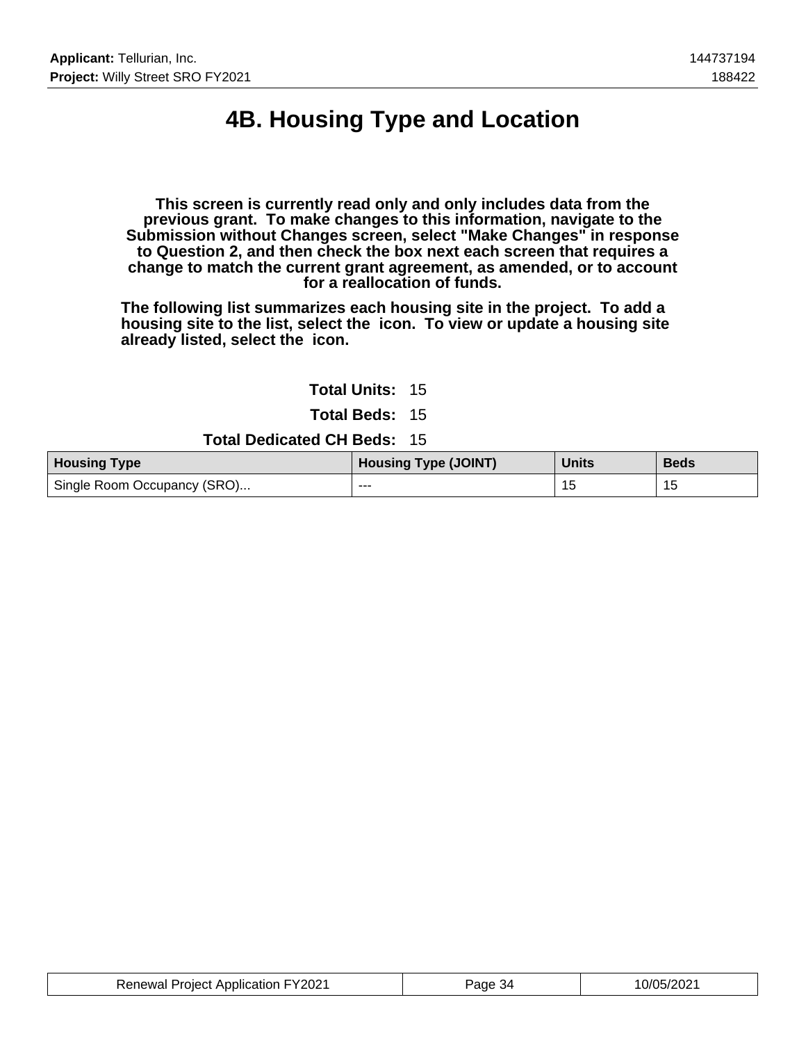# 4B. Housing Type and Location

**This screen is currently read only and only includes data from the previous grant. To make changes to this information, navigate to the Submission without Changes screen, select "Make Changes" in response to Question 2, and then check the box next each screen that requires a change to match the current grant agreement, as amended, or to account for a reallocation of funds.**

**The following list summarizes each housing site in the project. To add a housing site to the list, select the icon. To view or update a housing site already listed, select the icon.**

**Total Units:** 15

**Total Beds:** 15

**Total Dedicated CH Beds:** 15

| Housing Type | Housing Type (JOINT) | Units | Beds |
|---|---|---|---|
| Single Room Occupancy (SRO)... | --- | 15 | 15 |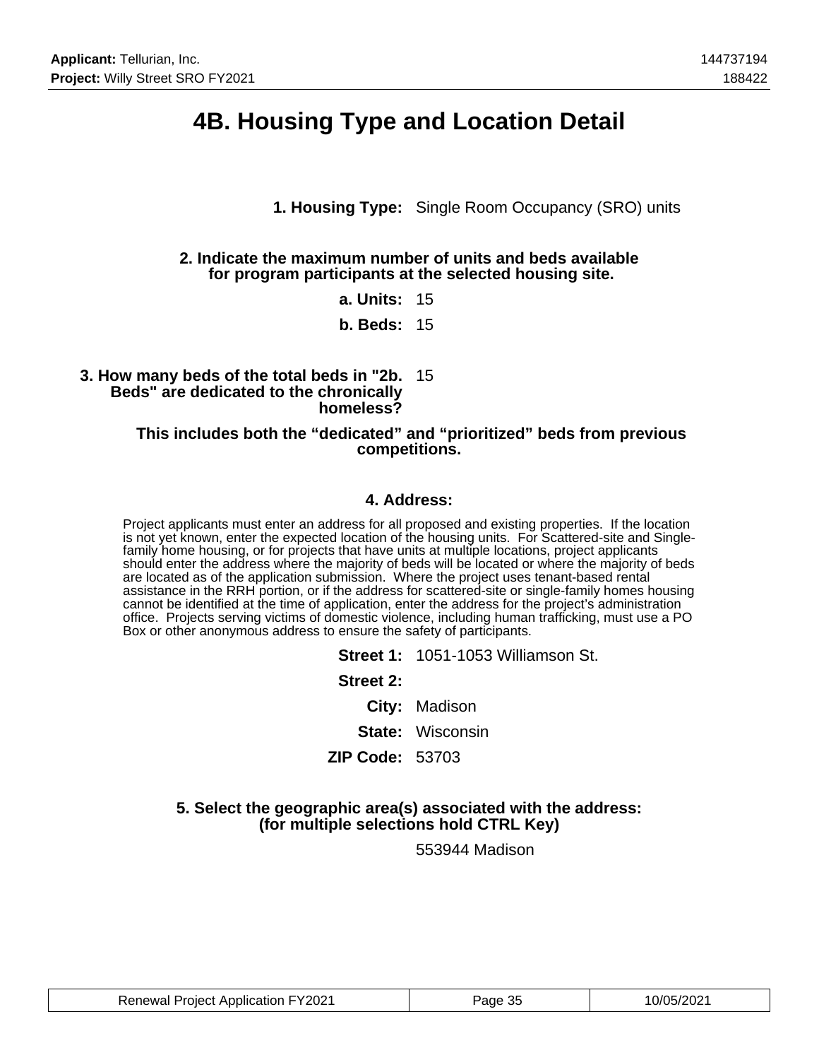# 4B. Housing Type and Location Detail

**1. Housing Type:** Single Room Occupancy (SRO) units

**2. Indicate the maximum number of units and beds available for program participants at the selected housing site.**

**a. Units:** 15

**b. Beds:** 15

**3. How many beds of the total beds in "2b. Beds" are dedicated to the chronically homeless?** 15

**This includes both the “dedicated” and “prioritized” beds from previous competitions.**

**4. Address:**

Project applicants must enter an address for all proposed and existing properties. If the location is not yet known, enter the expected location of the housing units. For Scattered-site and Single-family home housing, or for projects that have units at multiple locations, project applicants should enter the address where the majority of beds will be located or where the majority of beds are located as of the application submission. Where the project uses tenant-based rental assistance in the RRH portion, or if the address for scattered-site or single-family homes housing cannot be identified at the time of application, enter the address for the project’s administration office. Projects serving victims of domestic violence, including human trafficking, must use a PO Box or other anonymous address to ensure the safety of participants.

**Street 1:** 1051-1053 Williamson St.

**Street 2:**

**City:** Madison

**State:** Wisconsin

**ZIP Code:** 53703

**5. Select the geographic area(s) associated with the address: (for multiple selections hold CTRL Key)**

553944 Madison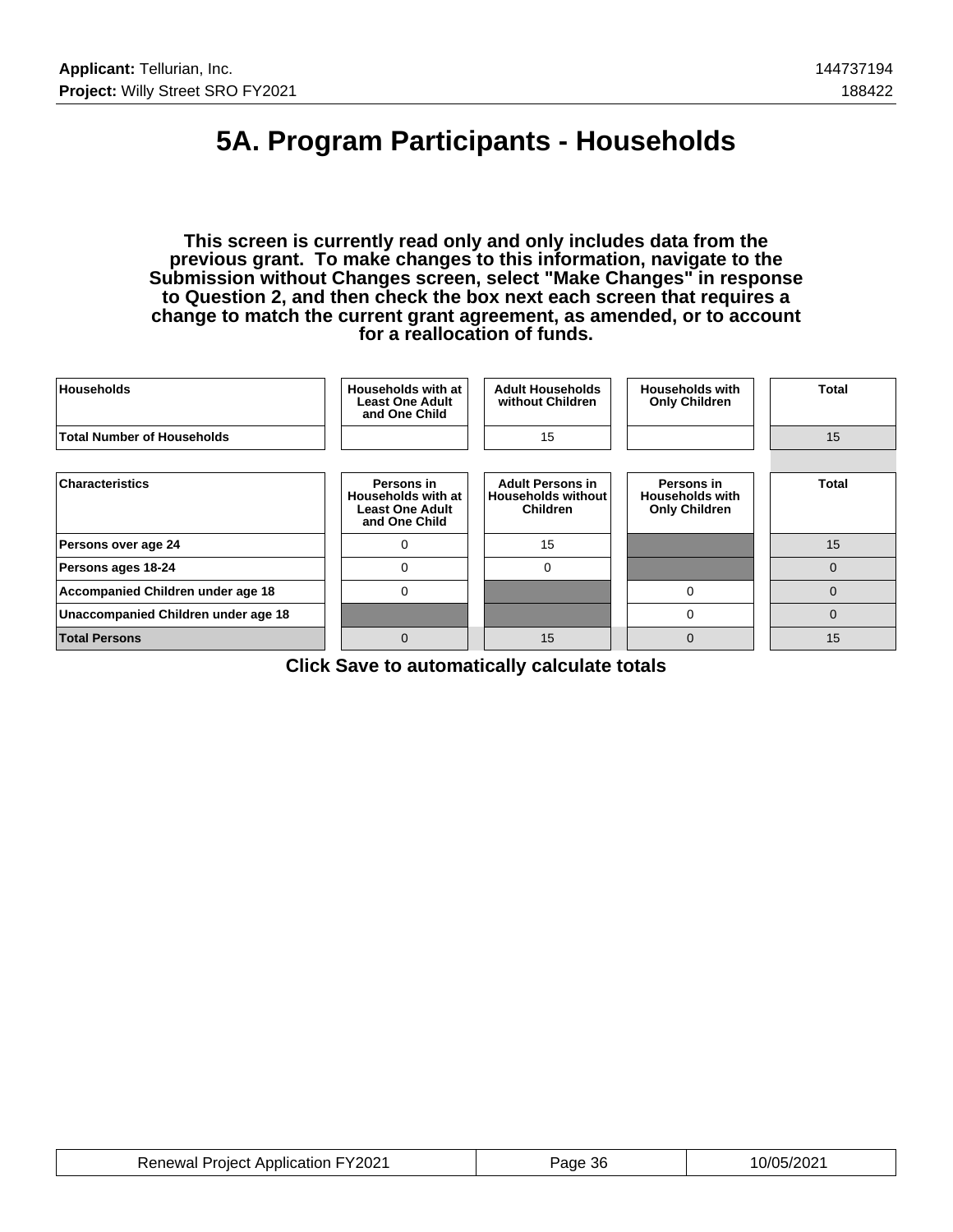# 5A. Program Participants - Households

**This screen is currently read only and only includes data from the previous grant. To make changes to this information, navigate to the Submission without Changes screen, select "Make Changes" in response to Question 2, and then check the box next each screen that requires a change to match the current grant agreement, as amended, or to account for a reallocation of funds.**

| Households | Households with at Least One Adult and One Child | Adult Households without Children | Households with Only Children | Total |
|---|---|---|---|---|
| Total Number of Households | | 15 | | 15 |

| Characteristics | Persons in Households with at Least One Adult and One Child | Adult Persons in Households without Children | Persons in Households with Only Children | Total |
|---|---|---|---|---|
| Persons over age 24 | 0 | 15 | | 15 |
| Persons ages 18-24 | 0 | 0 | | 0 |
| Accompanied Children under age 18 | 0 | | 0 | 0 |
| Unaccompanied Children under age 18 | | | 0 | 0 |
| Total Persons | 0 | 15 | 0 | 15 |

**Click Save to automatically calculate totals**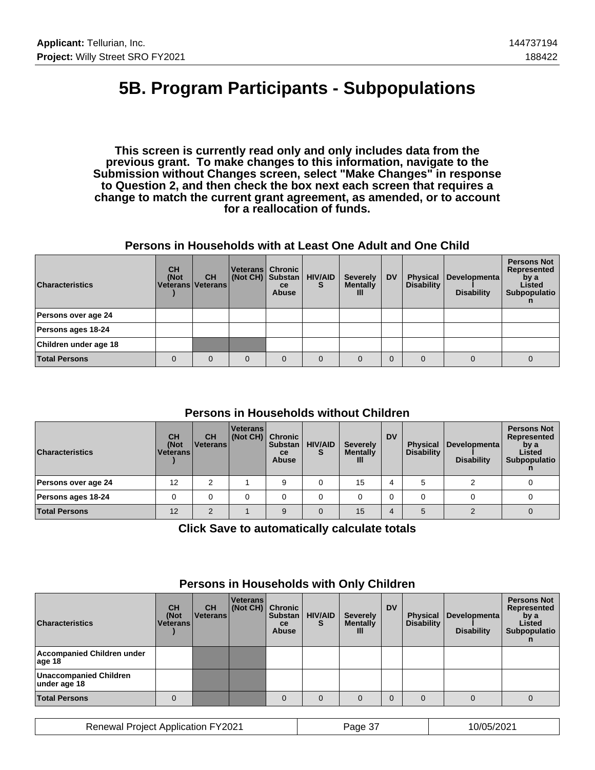# 5B. Program Participants - Subpopulations

**This screen is currently read only and only includes data from the previous grant. To make changes to this information, navigate to the Submission without Changes screen, select "Make Changes" in response to Question 2, and then check the box next each screen that requires a change to match the current grant agreement, as amended, or to account for a reallocation of funds.**

### Persons in Households with at Least One Adult and One Child

| Characteristics | CH (Not Veterans) | CH Veterans | Veterans (Not CH) | Chronic Substance Abuse | HIV/AIDS | Severely Mentally Ill | DV | Physical Disability | Developmental Disability | Persons Not Represented by a Listed Subpopulation |
|---|---|---|---|---|---|---|---|---|---|---|
| Persons over age 24 | | | | | | | | | | |
| Persons ages 18-24 | | | | | | | | | | |
| Children under age 18 | | | | | | | | | | |
| **Total Persons** | 0 | 0 | 0 | 0 | 0 | 0 | 0 | 0 | 0 | 0 |

### Persons in Households without Children

| Characteristics | CH (Not Veterans) | CH Veterans | Veterans (Not CH) | Chronic Substance Abuse | HIV/AIDS | Severely Mentally Ill | DV | Physical Disability | Developmental Disability | Persons Not Represented by a Listed Subpopulation |
|---|---|---|---|---|---|---|---|---|---|---|
| Persons over age 24 | 12 | 2 | 1 | 9 | 0 | 15 | 4 | 5 | 2 | 0 |
| Persons ages 18-24 | 0 | 0 | 0 | 0 | 0 | 0 | 0 | 0 | 0 | 0 |
| **Total Persons** | 12 | 2 | 1 | 9 | 0 | 15 | 4 | 5 | 2 | 0 |

**Click Save to automatically calculate totals**

### Persons in Households with Only Children

| Characteristics | CH (Not Veterans) | CH Veterans | Veterans (Not CH) | Chronic Substance Abuse | HIV/AIDS | Severely Mentally Ill | DV | Physical Disability | Developmental Disability | Persons Not Represented by a Listed Subpopulation |
|---|---|---|---|---|---|---|---|---|---|---|
| Accompanied Children under age 18 | | | | | | | | | | |
| Unaccompanied Children under age 18 | | | | | | | | | | |
| **Total Persons** | 0 | | | 0 | 0 | 0 | 0 | 0 | 0 | 0 |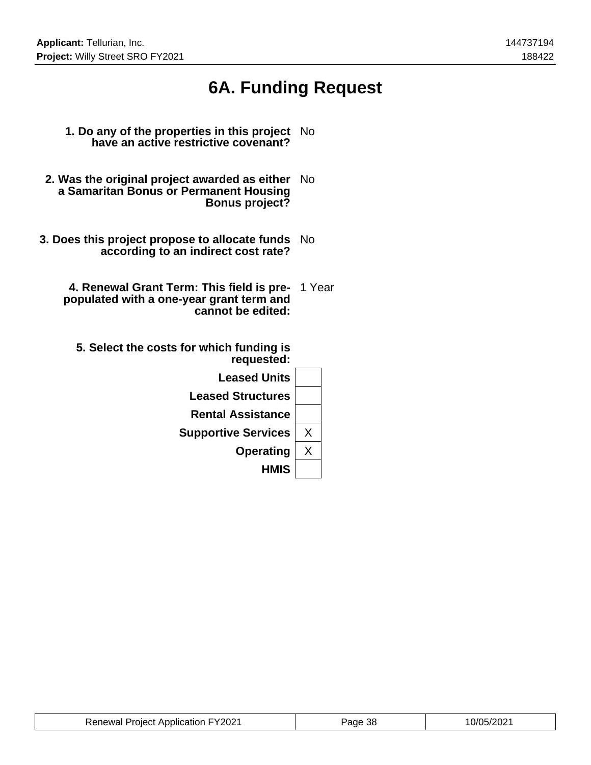# 6A. Funding Request

**1. Do any of the properties in this project have an active restrictive covenant?** No

**2. Was the original project awarded as either a Samaritan Bonus or Permanent Housing Bonus project?** No

**3. Does this project propose to allocate funds according to an indirect cost rate?** No

**4. Renewal Grant Term: This field is pre-populated with a one-year grant term and cannot be edited:** 1 Year

**5. Select the costs for which funding is requested:**

| Cost | Selected |
|---|---|
| **Leased Units** | |
| **Leased Structures** | |
| **Rental Assistance** | |
| **Supportive Services** | X |
| **Operating** | X |
| **HMIS** | |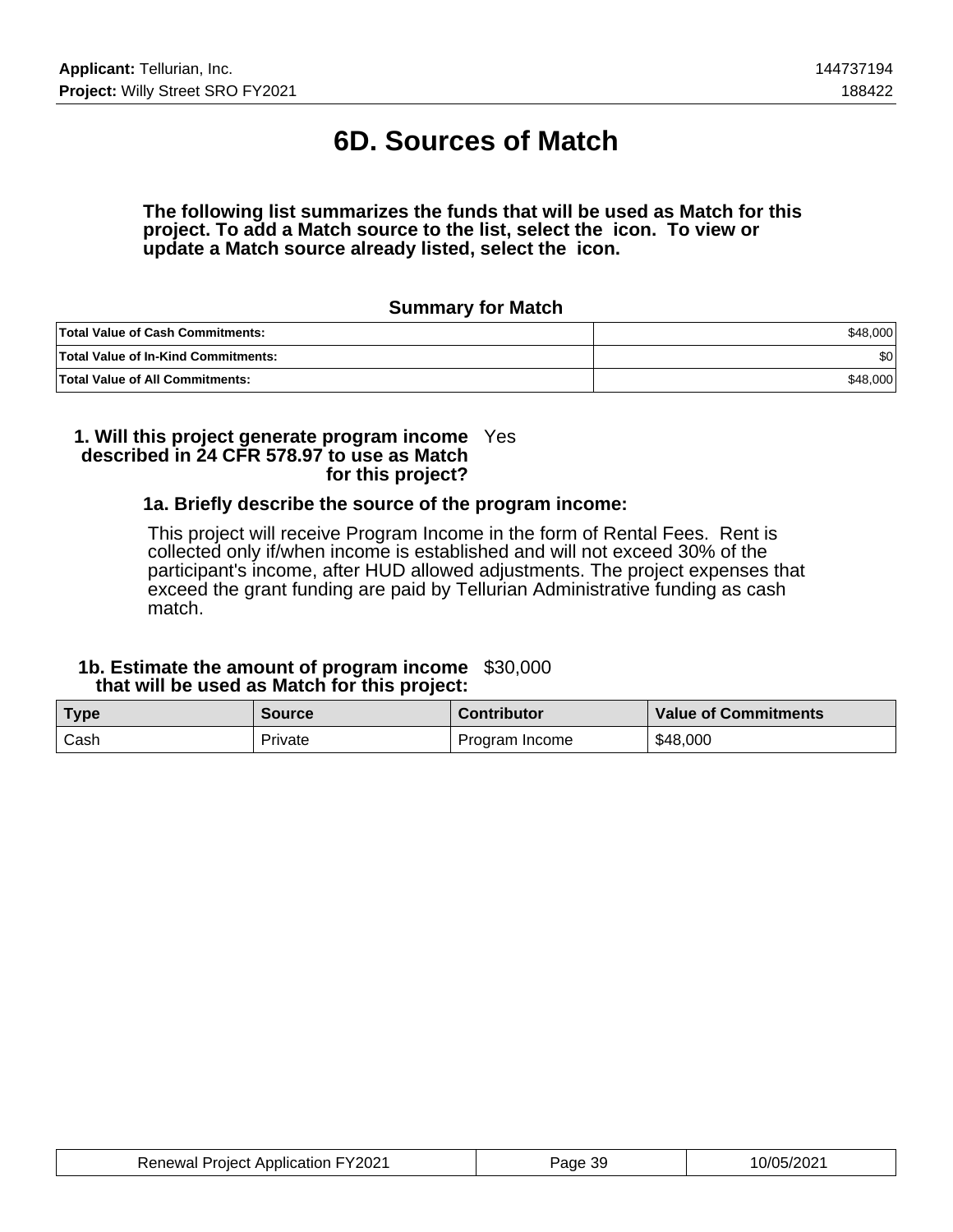# 6D. Sources of Match

**The following list summarizes the funds that will be used as Match for this project. To add a Match source to the list, select the icon. To view or update a Match source already listed, select the icon.**

### Summary for Match

| | |
|---|---|
| **Total Value of Cash Commitments:** | $48,000 |
| **Total Value of In-Kind Commitments:** | $0 |
| **Total Value of All Commitments:** | $48,000 |

**1. Will this project generate program income described in 24 CFR 578.97 to use as Match for this project?** Yes

**1a. Briefly describe the source of the program income:**

This project will receive Program Income in the form of Rental Fees. Rent is collected only if/when income is established and will not exceed 30% of the participant's income, after HUD allowed adjustments. The project expenses that exceed the grant funding are paid by Tellurian Administrative funding as cash match.

**1b. Estimate the amount of program income that will be used as Match for this project:** $30,000

| Type | Source | Contributor | Value of Commitments |
|---|---|---|---|
| Cash | Private | Program Income | $48,000 |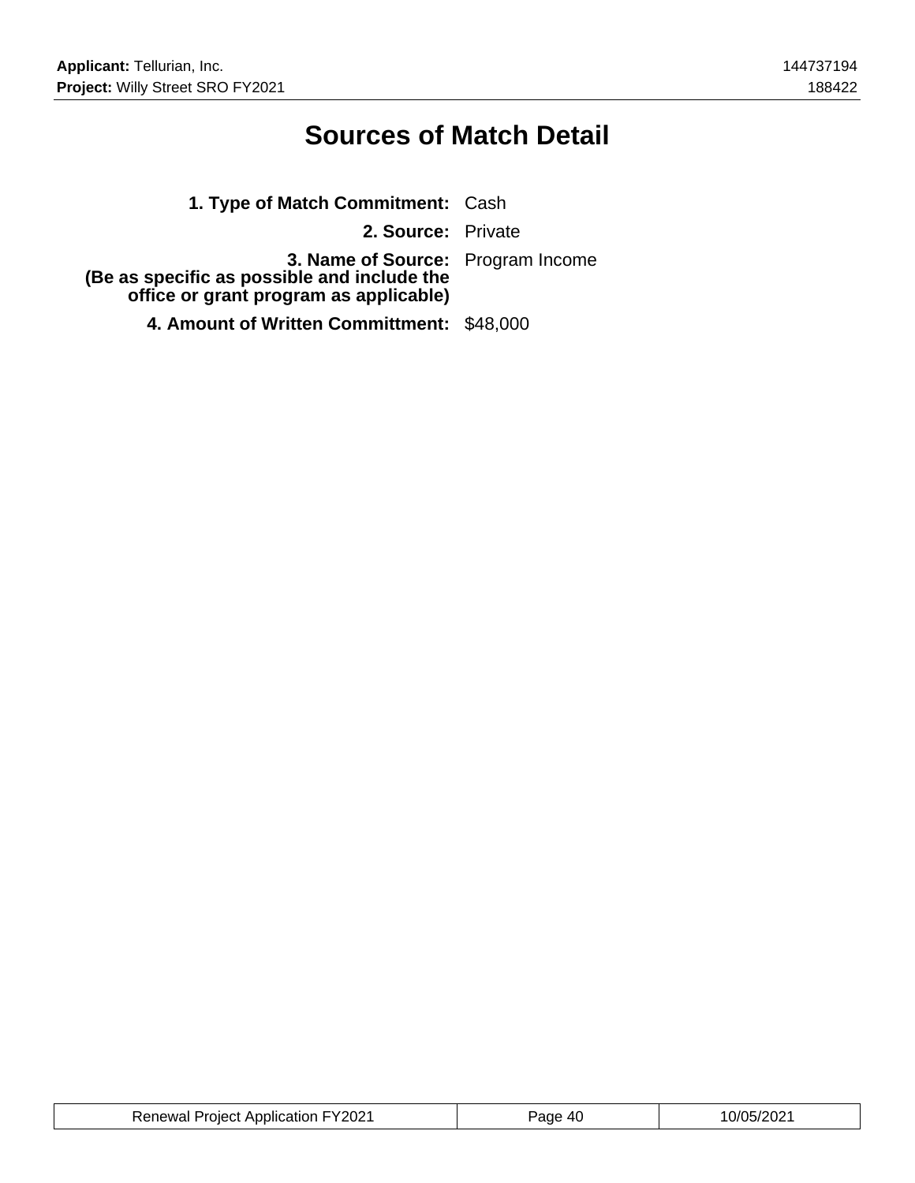# Sources of Match Detail

**1. Type of Match Commitment:** Cash

**2. Source:** Private

**3. Name of Source:**
**(Be as specific as possible and include the office or grant program as applicable)** Program Income

**4. Amount of Written Committment:** $48,000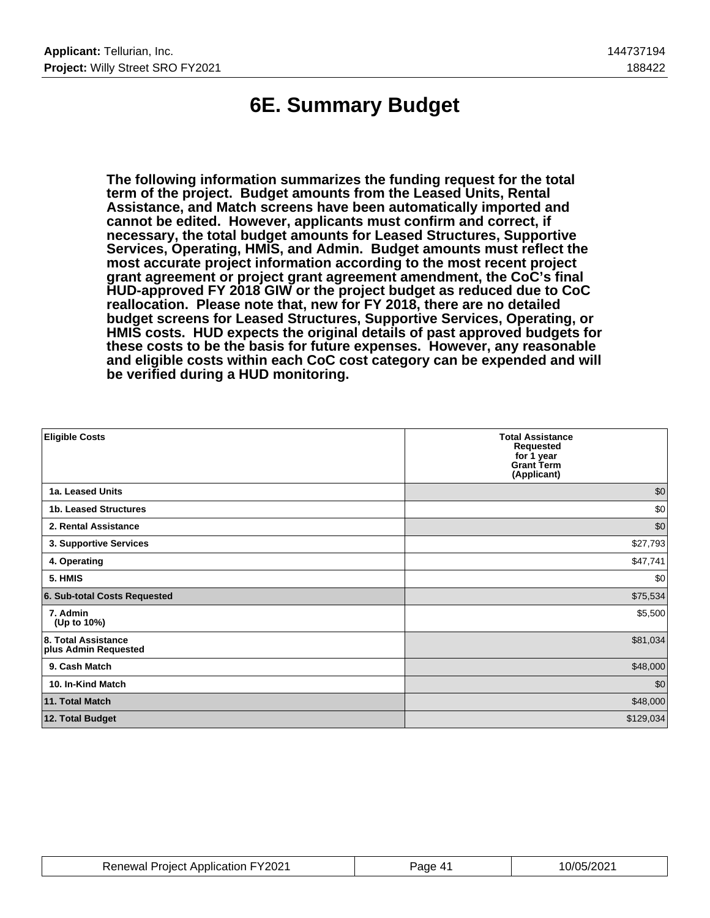# 6E. Summary Budget

**The following information summarizes the funding request for the total term of the project. Budget amounts from the Leased Units, Rental Assistance, and Match screens have been automatically imported and cannot be edited. However, applicants must confirm and correct, if necessary, the total budget amounts for Leased Structures, Supportive Services, Operating, HMIS, and Admin. Budget amounts must reflect the most accurate project information according to the most recent project grant agreement or project grant agreement amendment, the CoC's final HUD-approved FY 2018 GIW or the project budget as reduced due to CoC reallocation. Please note that, new for FY 2018, there are no detailed budget screens for Leased Structures, Supportive Services, Operating, or HMIS costs. HUD expects the original details of past approved budgets for these costs to be the basis for future expenses. However, any reasonable and eligible costs within each CoC cost category can be expended and will be verified during a HUD monitoring.**

| Eligible Costs | Total Assistance Requested for 1 year Grant Term (Applicant) |
|---|---|
| 1a. Leased Units | $0 |
| 1b. Leased Structures | $0 |
| 2. Rental Assistance | $0 |
| 3. Supportive Services | $27,793 |
| 4. Operating | $47,741 |
| 5. HMIS | $0 |
| 6. Sub-total Costs Requested | $75,534 |
| 7. Admin (Up to 10%) | $5,500 |
| 8. Total Assistance plus Admin Requested | $81,034 |
| 9. Cash Match | $48,000 |
| 10. In-Kind Match | $0 |
| 11. Total Match | $48,000 |
| 12. Total Budget | $129,034 |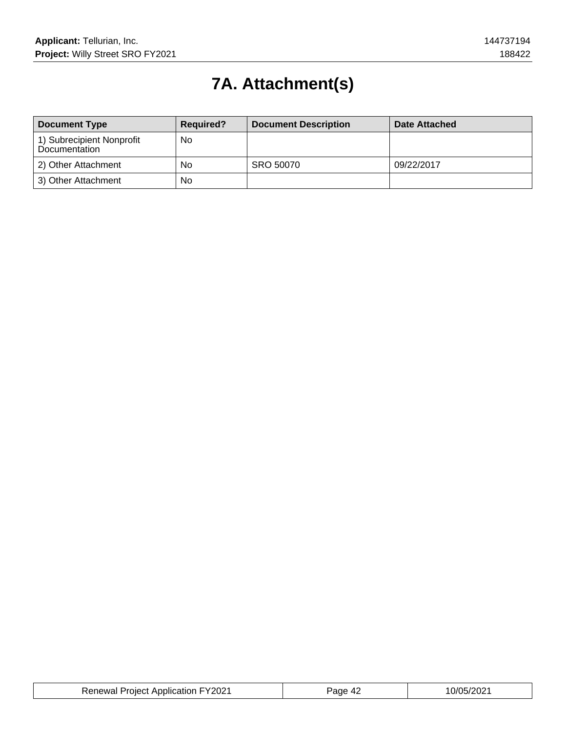# 7A. Attachment(s)

| Document Type | Required? | Document Description | Date Attached |
|---|---|---|---|
| 1) Subrecipient Nonprofit Documentation | No | | |
| 2) Other Attachment | No | SRO 50070 | 09/22/2017 |
| 3) Other Attachment | No | | |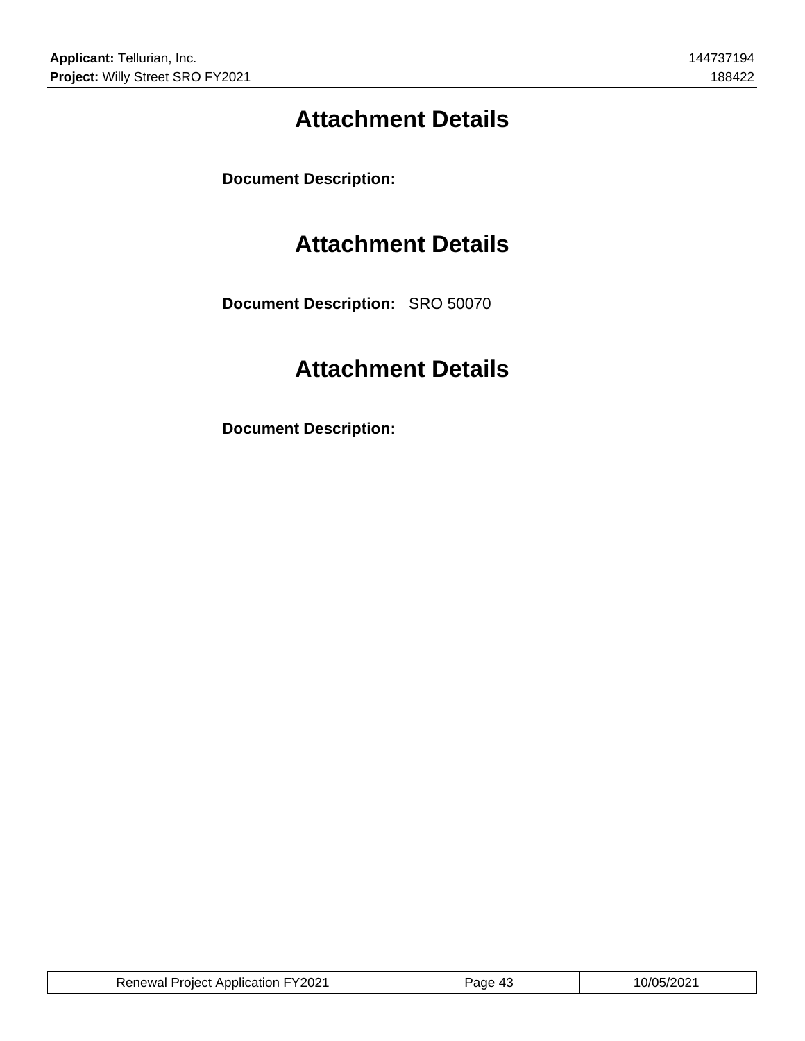# Attachment Details

**Document Description:**

# Attachment Details

**Document Description:** SRO 50070

# Attachment Details

**Document Description:**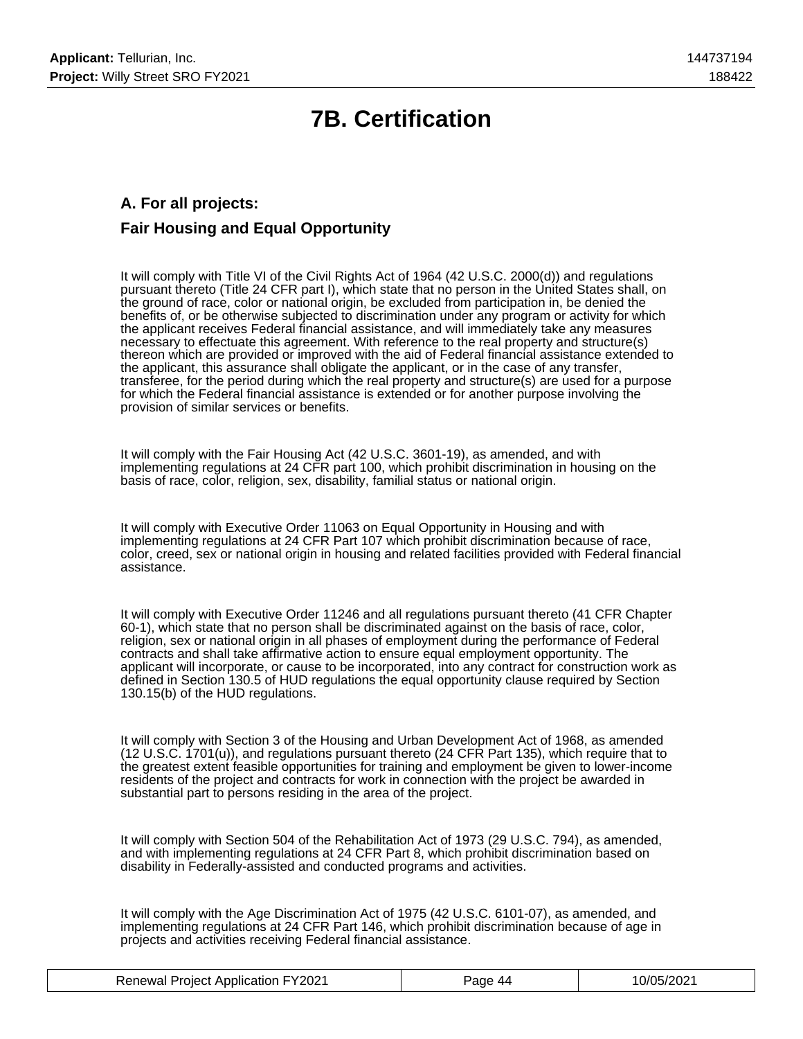# 7B. Certification

## A. For all projects:

## Fair Housing and Equal Opportunity

It will comply with Title VI of the Civil Rights Act of 1964 (42 U.S.C. 2000(d)) and regulations pursuant thereto (Title 24 CFR part I), which state that no person in the United States shall, on the ground of race, color or national origin, be excluded from participation in, be denied the benefits of, or be otherwise subjected to discrimination under any program or activity for which the applicant receives Federal financial assistance, and will immediately take any measures necessary to effectuate this agreement. With reference to the real property and structure(s) thereon which are provided or improved with the aid of Federal financial assistance extended to the applicant, this assurance shall obligate the applicant, or in the case of any transfer, transferee, for the period during which the real property and structure(s) are used for a purpose for which the Federal financial assistance is extended or for another purpose involving the provision of similar services or benefits.

It will comply with the Fair Housing Act (42 U.S.C. 3601-19), as amended, and with implementing regulations at 24 CFR part 100, which prohibit discrimination in housing on the basis of race, color, religion, sex, disability, familial status or national origin.

It will comply with Executive Order 11063 on Equal Opportunity in Housing and with implementing regulations at 24 CFR Part 107 which prohibit discrimination because of race, color, creed, sex or national origin in housing and related facilities provided with Federal financial assistance.

It will comply with Executive Order 11246 and all regulations pursuant thereto (41 CFR Chapter 60-1), which state that no person shall be discriminated against on the basis of race, color, religion, sex or national origin in all phases of employment during the performance of Federal contracts and shall take affirmative action to ensure equal employment opportunity. The applicant will incorporate, or cause to be incorporated, into any contract for construction work as defined in Section 130.5 of HUD regulations the equal opportunity clause required by Section 130.15(b) of the HUD regulations.

It will comply with Section 3 of the Housing and Urban Development Act of 1968, as amended (12 U.S.C. 1701(u)), and regulations pursuant thereto (24 CFR Part 135), which require that to the greatest extent feasible opportunities for training and employment be given to lower-income residents of the project and contracts for work in connection with the project be awarded in substantial part to persons residing in the area of the project.

It will comply with Section 504 of the Rehabilitation Act of 1973 (29 U.S.C. 794), as amended, and with implementing regulations at 24 CFR Part 8, which prohibit discrimination based on disability in Federally-assisted and conducted programs and activities.

It will comply with the Age Discrimination Act of 1975 (42 U.S.C. 6101-07), as amended, and implementing regulations at 24 CFR Part 146, which prohibit discrimination because of age in projects and activities receiving Federal financial assistance.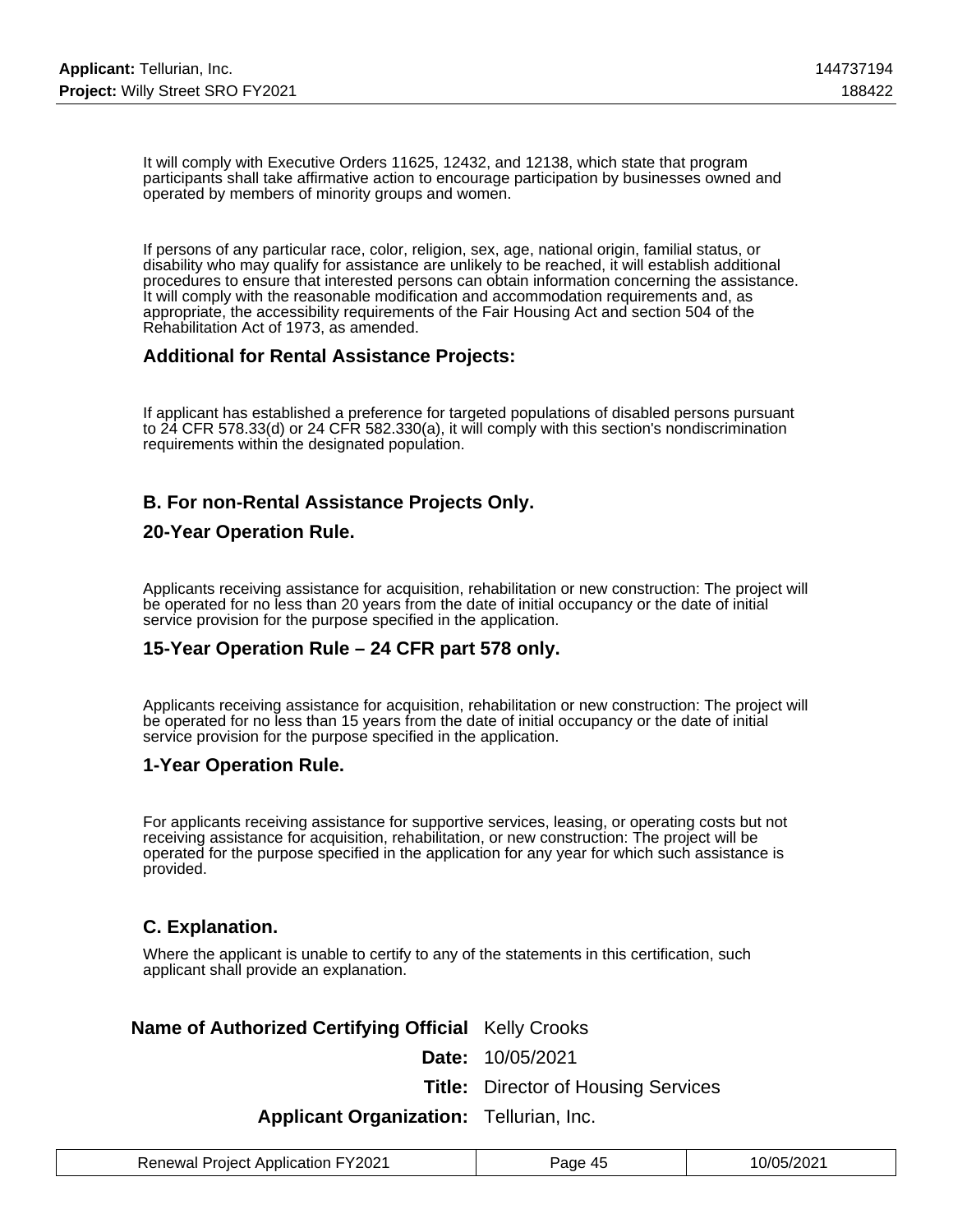It will comply with Executive Orders 11625, 12432, and 12138, which state that program participants shall take affirmative action to encourage participation by businesses owned and operated by members of minority groups and women.

If persons of any particular race, color, religion, sex, age, national origin, familial status, or disability who may qualify for assistance are unlikely to be reached, it will establish additional procedures to ensure that interested persons can obtain information concerning the assistance. It will comply with the reasonable modification and accommodation requirements and, as appropriate, the accessibility requirements of the Fair Housing Act and section 504 of the Rehabilitation Act of 1973, as amended.

### Additional for Rental Assistance Projects:

If applicant has established a preference for targeted populations of disabled persons pursuant to 24 CFR 578.33(d) or 24 CFR 582.330(a), it will comply with this section's nondiscrimination requirements within the designated population.

### B. For non-Rental Assistance Projects Only.

### 20-Year Operation Rule.

Applicants receiving assistance for acquisition, rehabilitation or new construction: The project will be operated for no less than 20 years from the date of initial occupancy or the date of initial service provision for the purpose specified in the application.

### 15-Year Operation Rule – 24 CFR part 578 only.

Applicants receiving assistance for acquisition, rehabilitation or new construction: The project will be operated for no less than 15 years from the date of initial occupancy or the date of initial service provision for the purpose specified in the application.

### 1-Year Operation Rule.

For applicants receiving assistance for supportive services, leasing, or operating costs but not receiving assistance for acquisition, rehabilitation, or new construction: The project will be operated for the purpose specified in the application for any year for which such assistance is provided.

### C. Explanation.

Where the applicant is unable to certify to any of the statements in this certification, such applicant shall provide an explanation.

**Name of Authorized Certifying Official** Kelly Crooks

**Date:** 10/05/2021

**Title:** Director of Housing Services

**Applicant Organization:** Tellurian, Inc.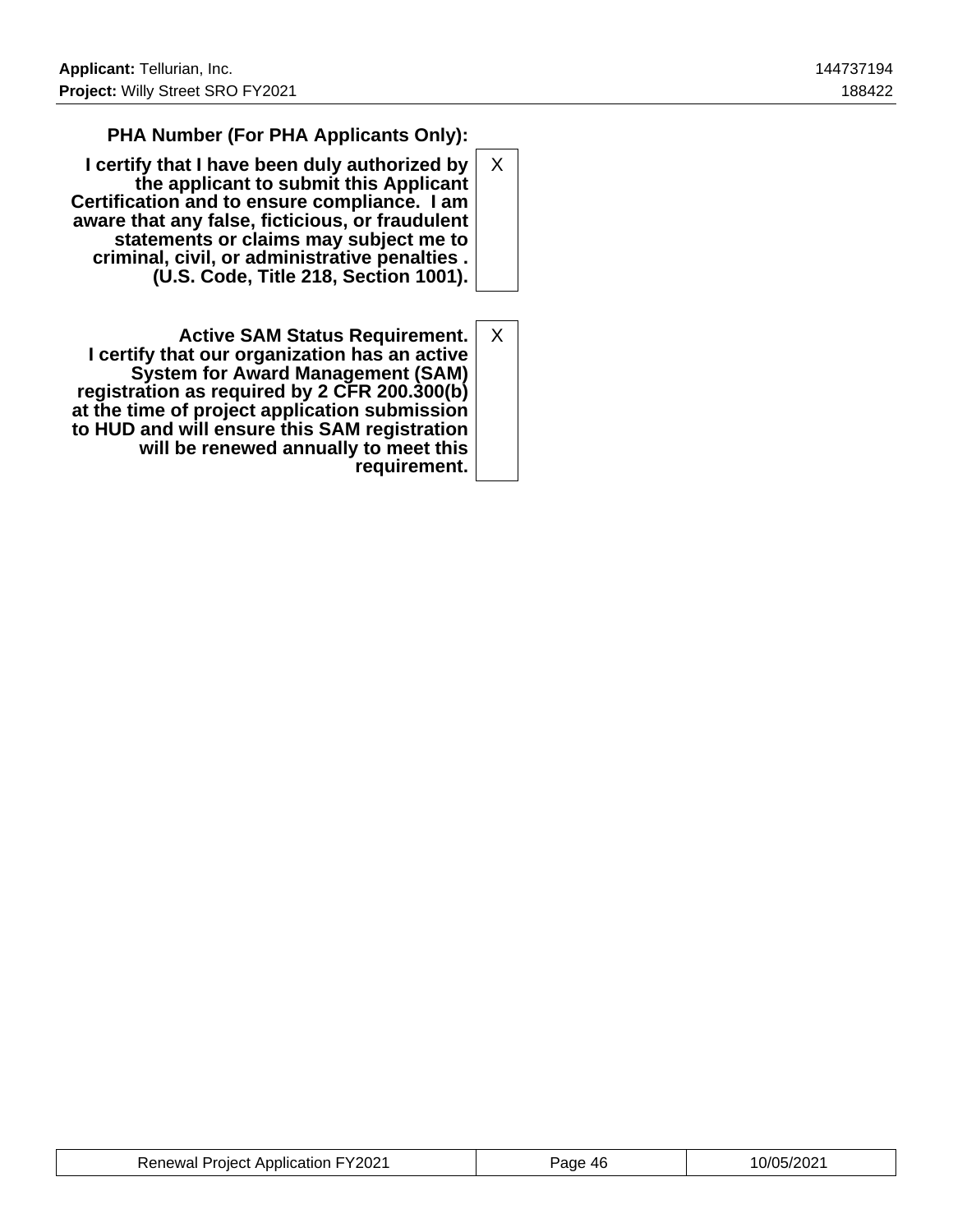| | |
|---|---|
| **PHA Number (For PHA Applicants Only):** | |
| **I certify that I have been duly authorized by the applicant to submit this Applicant Certification and to ensure compliance. I am aware that any false, ficticious, or fraudulent statements or claims may subject me to criminal, civil, or administrative penalties . (U.S. Code, Title 218, Section 1001).** | X |
| **Active SAM Status Requirement. I certify that our organization has an active System for Award Management (SAM) registration as required by 2 CFR 200.300(b) at the time of project application submission to HUD and will ensure this SAM registration will be renewed annually to meet this requirement.** | X |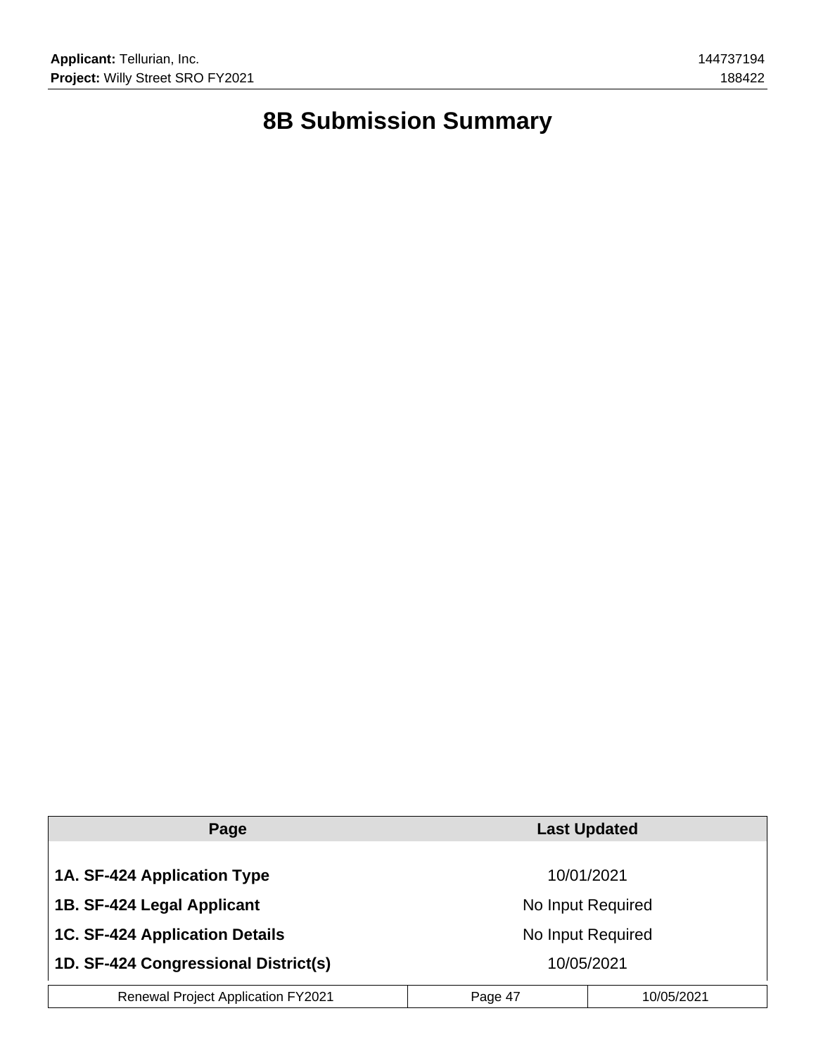# 8B Submission Summary

| Page | Last Updated |
|---|---|
| **1A. SF-424 Application Type** | 10/01/2021 |
| **1B. SF-424 Legal Applicant** | No Input Required |
| **1C. SF-424 Application Details** | No Input Required |
| **1D. SF-424 Congressional District(s)** | 10/05/2021 |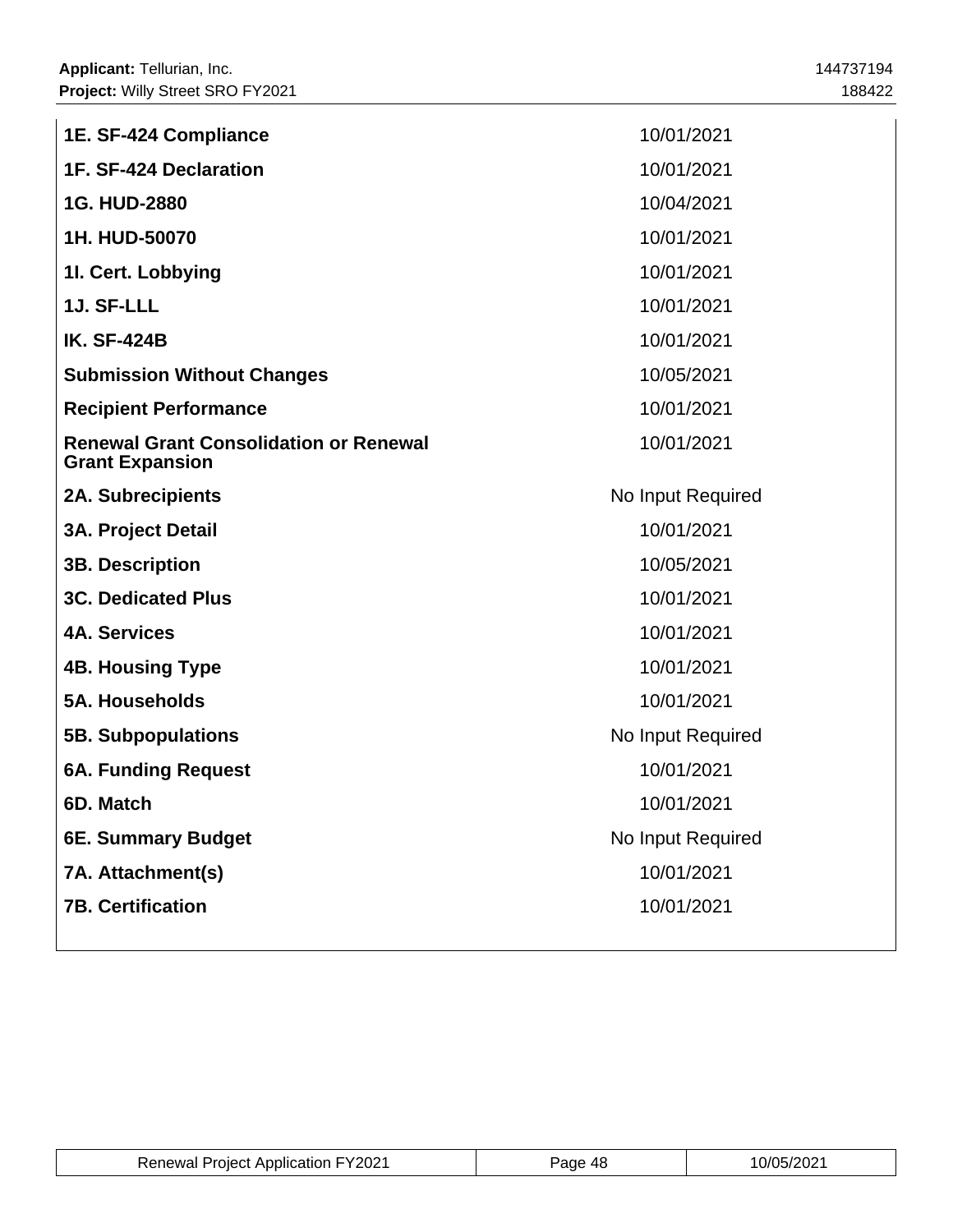| | |
|---|---|
| **1E. SF-424 Compliance** | 10/01/2021 |
| **1F. SF-424 Declaration** | 10/01/2021 |
| **1G. HUD-2880** | 10/04/2021 |
| **1H. HUD-50070** | 10/01/2021 |
| **1I. Cert. Lobbying** | 10/01/2021 |
| **1J. SF-LLL** | 10/01/2021 |
| **IK. SF-424B** | 10/01/2021 |
| **Submission Without Changes** | 10/05/2021 |
| **Recipient Performance** | 10/01/2021 |
| **Renewal Grant Consolidation or Renewal Grant Expansion** | 10/01/2021 |
| **2A. Subrecipients** | No Input Required |
| **3A. Project Detail** | 10/01/2021 |
| **3B. Description** | 10/05/2021 |
| **3C. Dedicated Plus** | 10/01/2021 |
| **4A. Services** | 10/01/2021 |
| **4B. Housing Type** | 10/01/2021 |
| **5A. Households** | 10/01/2021 |
| **5B. Subpopulations** | No Input Required |
| **6A. Funding Request** | 10/01/2021 |
| **6D. Match** | 10/01/2021 |
| **6E. Summary Budget** | No Input Required |
| **7A. Attachment(s)** | 10/01/2021 |
| **7B. Certification** | 10/01/2021 |